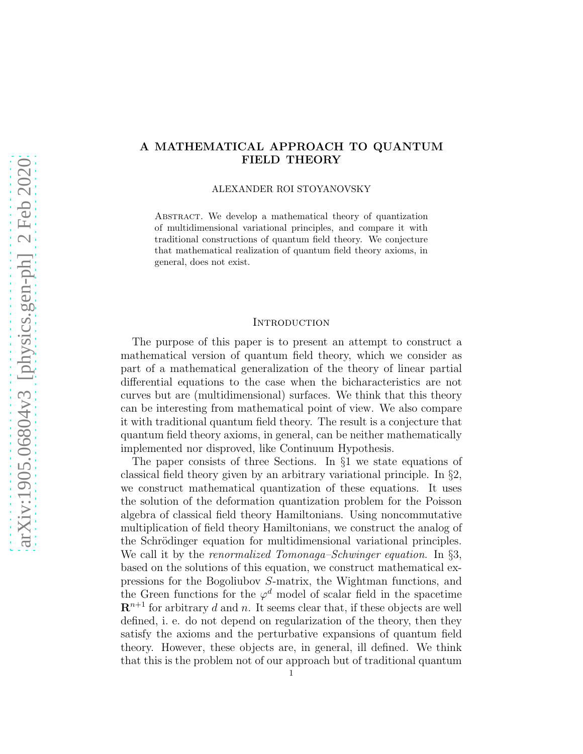# A MATHEMATICAL APPROACH TO QUANTUM FIELD THEORY

ALEXANDER ROI STOYANOVSKY

Abstract. We develop a mathematical theory of quantization of multidimensional variational principles, and compare it with traditional constructions of quantum field theory. We conjecture that mathematical realization of quantum field theory axioms, in general, does not exist.

## Introduction

The purpose of this paper is to present an attempt to construct a mathematical version of quantum field theory, which we consider as part of a mathematical generalization of the theory of linear partial differential equations to the case when the bicharacteristics are not curves but are (multidimensional) surfaces. We think that this theory can be interesting from mathematical point of view. We also compare it with traditional quantum field theory. The result is a conjecture that quantum field theory axioms, in general, can be neither mathematically implemented nor disproved, like Continuum Hypothesis.

The paper consists of three Sections. In §1 we state equations of classical field theory given by an arbitrary variational principle. In §2, we construct mathematical quantization of these equations. It uses the solution of the deformation quantization problem for the Poisson algebra of classical field theory Hamiltonians. Using noncommutative multiplication of field theory Hamiltonians, we construct the analog of the Schrödinger equation for multidimensional variational principles. We call it by the *renormalized Tomonaga–Schwinger equation*. In §3, based on the solutions of this equation, we construct mathematical expressions for the Bogoliubov $S$-matrix, the Wightman functions, and the Green functions for the $\varphi^d$ model of scalar field in the spacetime $\mathbf{R}^{n+1}$ for arbitrary $d$ and $n$. It seems clear that, if these objects are well defined, i. e. do not depend on regularization of the theory, then they satisfy the axioms and the perturbative expansions of quantum field theory. However, these objects are, in general, ill defined. We think that this is the problem not of our approach but of traditional quantum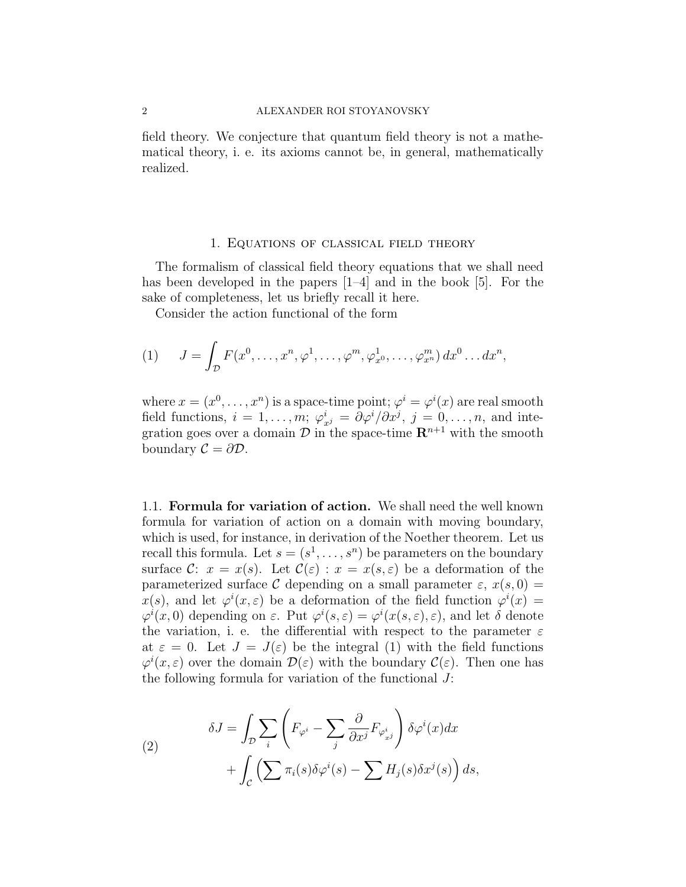field theory. We conjecture that quantum field theory is not a mathematical theory, i. e. its axioms cannot be, in general, mathematically realized.

## 1. Equations of classical field theory

The formalism of classical field theory equations that we shall need has been developed in the papers [1–4] and in the book [5]. For the sake of completeness, let us briefly recall it here.

Consider the action functional of the form

$$J = \int_{\mathcal{D}} F(x^0, \dots, x^n, \varphi^1, \dots, \varphi^m, \varphi^1_{x^0}, \dots, \varphi^m_{x^n})\, dx^0 \dots dx^n, \tag{1}$$

where $x = (x^0, \dots, x^n)$ is a space-time point; $\varphi^i = \varphi^i(x)$ are real smooth field functions, $i = 1, \dots, m$; $\varphi^i_{x^j} = \partial\varphi^i/\partial x^j$, $j = 0, \dots, n$, and integration goes over a domain $\mathcal{D}$ in the space-time $\mathbf{R}^{n+1}$ with the smooth boundary $\mathcal{C} = \partial\mathcal{D}$.

### 1.1. Formula for variation of action.

**Formula for variation of action.** We shall need the well known formula for variation of action on a domain with moving boundary, which is used, for instance, in derivation of the Noether theorem. Let us recall this formula. Let $s = (s^1, \dots, s^n)$ be parameters on the boundary surface $\mathcal{C}$: $x = x(s)$. Let $\mathcal{C}(\varepsilon) : x = x(s, \varepsilon)$ be a deformation of the parameterized surface $\mathcal{C}$ depending on a small parameter $\varepsilon$, $x(s, 0) = x(s)$, and let $\varphi^i(x, \varepsilon)$ be a deformation of the field function $\varphi^i(x) = \varphi^i(x, 0)$ depending on $\varepsilon$. Put $\varphi^i(s, \varepsilon) = \varphi^i(x(s, \varepsilon), \varepsilon)$, and let $\delta$ denote the variation, i. e. the differential with respect to the parameter $\varepsilon$ at $\varepsilon = 0$. Let $J = J(\varepsilon)$ be the integral (1) with the field functions $\varphi^i(x, \varepsilon)$ over the domain $\mathcal{D}(\varepsilon)$ with the boundary $\mathcal{C}(\varepsilon)$. Then one has the following formula for variation of the functional $J$:

$$\begin{aligned} \delta J = &\int_{\mathcal{D}} \sum_i \left( F_{\varphi^i} - \sum_j \frac{\partial}{\partial x^j} F_{\varphi^i_{x^j}} \right) \delta\varphi^i(x) dx \\ &+ \int_{\mathcal{C}} \left( \sum \pi_i(s)\delta\varphi^i(s) - \sum H_j(s)\delta x^j(s) \right) ds, \end{aligned} \tag{2}$$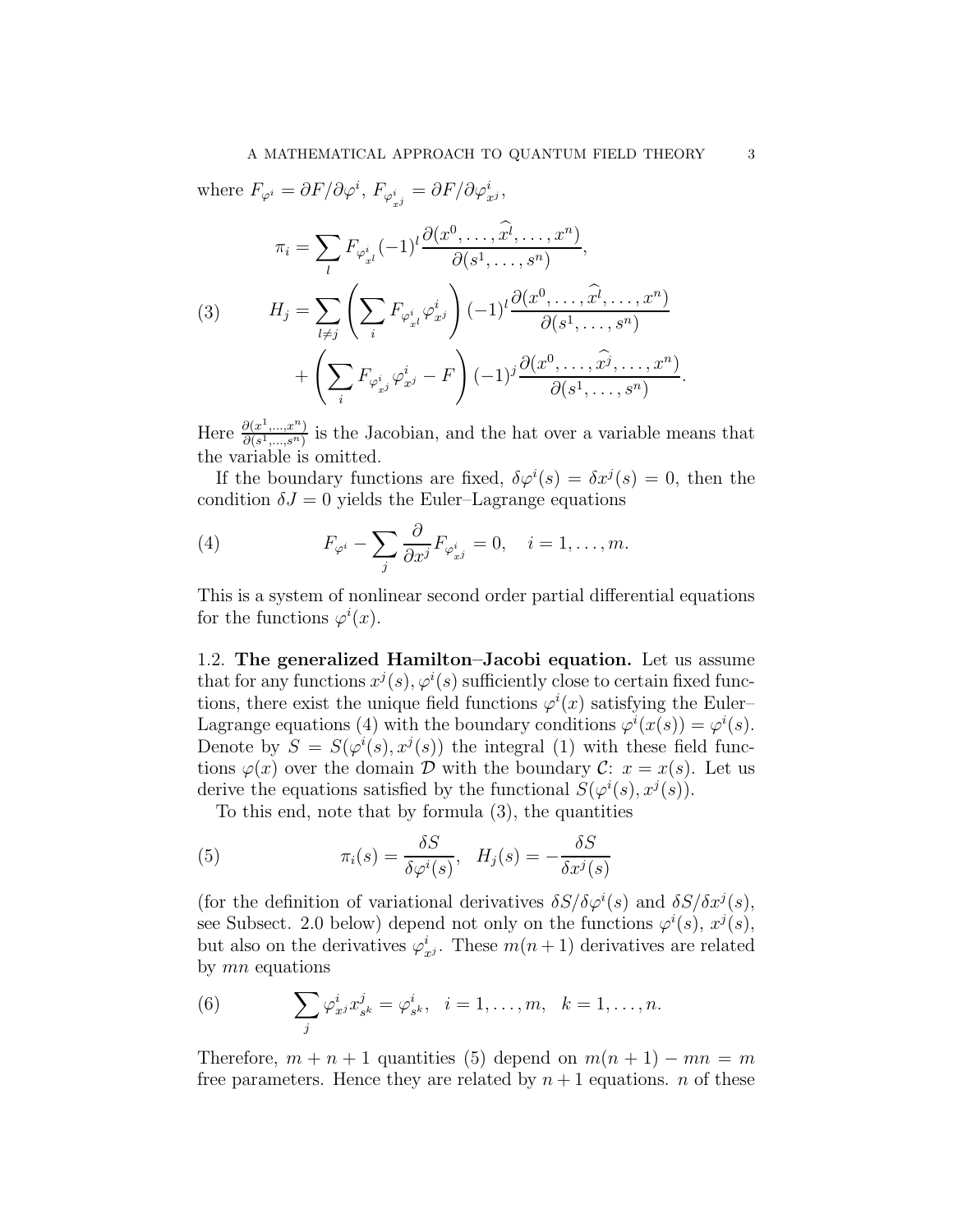where $F_{\varphi^i} = \partial F/\partial \varphi^i$, $F_{\varphi^i_{x^j}} = \partial F/\partial \varphi^i_{x^j}$,

$$
\begin{aligned}
\pi_i &= \sum_l F_{\varphi^i_{x^l}} (-1)^l \frac{\partial(x^0, \dots, \widehat{x^l}, \dots, x^n)}{\partial(s^1, \dots, s^n)}, \\
H_j &= \sum_{l \neq j} \left( \sum_i F_{\varphi^i_{x^l}} \varphi^i_{x^j} \right) (-1)^l \frac{\partial(x^0, \dots, \widehat{x^l}, \dots, x^n)}{\partial(s^1, \dots, s^n)} \\
&\quad + \left( \sum_i F_{\varphi^i_{x^j}} \varphi^i_{x^j} - F \right) (-1)^j \frac{\partial(x^0, \dots, \widehat{x^j}, \dots, x^n)}{\partial(s^1, \dots, s^n)}.
\end{aligned}
\tag{3}
$$

Here $\frac{\partial(x^1, \dots, x^n)}{\partial(s^1, \dots, s^n)}$ is the Jacobian, and the hat over a variable means that the variable is omitted.

If the boundary functions are fixed, $\delta\varphi^i(s) = \delta x^j(s) = 0$, then the condition $\delta J = 0$ yields the Euler–Lagrange equations

$$
F_{\varphi^i} - \sum_j \frac{\partial}{\partial x^j} F_{\varphi^i_{x^j}} = 0, \quad i = 1, \dots, m. \tag{4}
$$

This is a system of nonlinear second order partial differential equations for the functions $\varphi^i(x)$.

1.2. **The generalized Hamilton–Jacobi equation.** Let us assume that for any functions $x^j(s), \varphi^i(s)$ sufficiently close to certain fixed functions, there exist the unique field functions $\varphi^i(x)$ satisfying the Euler–Lagrange equations (4) with the boundary conditions $\varphi^i(x(s)) = \varphi^i(s)$. Denote by $S = S(\varphi^i(s), x^j(s))$ the integral (1) with these field functions $\varphi(x)$ over the domain $\mathcal{D}$ with the boundary $\mathcal{C}$: $x = x(s)$. Let us derive the equations satisfied by the functional $S(\varphi^i(s), x^j(s))$.

To this end, note that by formula (3), the quantities

$$
\pi_i(s) = \frac{\delta S}{\delta \varphi^i(s)}, \quad H_j(s) = -\frac{\delta S}{\delta x^j(s)} \tag{5}
$$

(for the definition of variational derivatives $\delta S/\delta\varphi^i(s)$ and $\delta S/\delta x^j(s)$, see Subsect. 2.0 below) depend not only on the functions $\varphi^i(s)$, $x^j(s)$, but also on the derivatives $\varphi^i_{x^j}$. These $m(n+1)$ derivatives are related by $mn$ equations

$$
\sum_j \varphi^i_{x^j} x^j_{s^k} = \varphi^i_{s^k}, \quad i = 1, \dots, m, \quad k = 1, \dots, n. \tag{6}
$$

Therefore, $m + n + 1$ quantities (5) depend on $m(n+1) - mn = m$ free parameters. Hence they are related by $n + 1$ equations. $n$ of these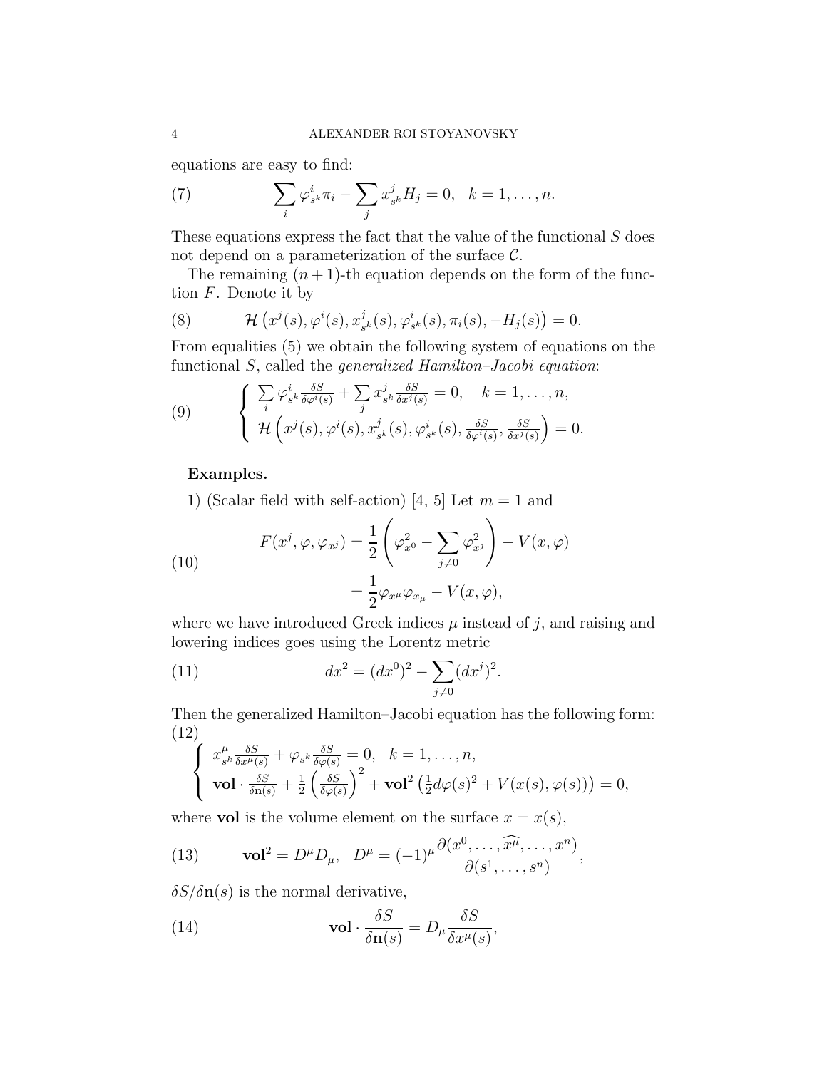equations are easy to find:

$$\sum_i \varphi^i_{s^k}\pi_i - \sum_j x^j_{s^k} H_j = 0, \quad k = 1, \ldots, n. \tag{7}$$

These equations express the fact that the value of the functional $S$ does not depend on a parameterization of the surface $\mathcal{C}$.

The remaining $(n+1)$-th equation depends on the form of the function $F$. Denote it by

$$\mathcal{H}\left(x^j(s), \varphi^i(s), x^j_{s^k}(s), \varphi^i_{s^k}(s), \pi_i(s), -H_j(s)\right) = 0. \tag{8}$$

From equalities (5) we obtain the following system of equations on the functional $S$, called the *generalized Hamilton–Jacobi equation*:

$$\left\{ \begin{array}{l} \sum\limits_i \varphi^i_{s^k} \frac{\delta S}{\delta \varphi^i(s)} + \sum\limits_j x^j_{s^k} \frac{\delta S}{\delta x^j(s)} = 0, \quad k = 1, \ldots, n, \\ \mathcal{H}\left(x^j(s), \varphi^i(s), x^j_{s^k}(s), \varphi^i_{s^k}(s), \frac{\delta S}{\delta \varphi^i(s)}, \frac{\delta S}{\delta x^j(s)}\right) = 0. \end{array} \right. \tag{9}$$

**Examples.**

1) (Scalar field with self-action) [4, 5] Let $m = 1$ and

$$\begin{aligned} F(x^j, \varphi, \varphi_{x^j}) &= \frac{1}{2}\left(\varphi^2_{x^0} - \sum_{j\neq 0} \varphi^2_{x^j}\right) - V(x, \varphi) \\ &= \frac{1}{2}\varphi_{x^\mu}\varphi_{x_\mu} - V(x, \varphi), \end{aligned} \tag{10}$$

where we have introduced Greek indices $\mu$ instead of $j$, and raising and lowering indices goes using the Lorentz metric

$$dx^2 = (dx^0)^2 - \sum_{j\neq 0}(dx^j)^2. \tag{11}$$

Then the generalized Hamilton–Jacobi equation has the following form:

$$\left\{ \begin{array}{l} x^\mu_{s^k} \frac{\delta S}{\delta x^\mu(s)} + \varphi_{s^k} \frac{\delta S}{\delta \varphi(s)} = 0, \quad k = 1, \ldots, n, \\ \mathbf{vol} \cdot \frac{\delta S}{\delta \mathbf{n}(s)} + \frac{1}{2}\left(\frac{\delta S}{\delta \varphi(s)}\right)^2 + \mathbf{vol}^2\left(\frac{1}{2} d\varphi(s)^2 + V(x(s), \varphi(s))\right) = 0, \end{array} \right. \tag{12}$$

where $\mathbf{vol}$ is the volume element on the surface $x = x(s)$,

$$\mathbf{vol}^2 = D^\mu D_\mu, \quad D^\mu = (-1)^\mu \frac{\partial(x^0, \ldots, \widehat{x^\mu}, \ldots, x^n)}{\partial(s^1, \ldots, s^n)}, \tag{13}$$

$\delta S/\delta \mathbf{n}(s)$ is the normal derivative,

$$\mathbf{vol} \cdot \frac{\delta S}{\delta \mathbf{n}(s)} = D_\mu \frac{\delta S}{\delta x^\mu(s)}, \tag{14}$$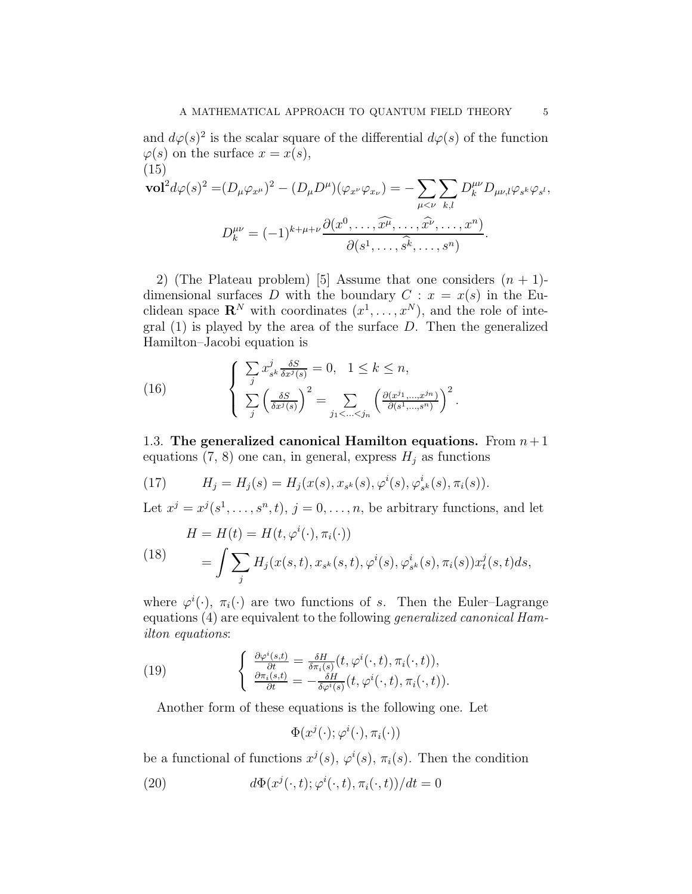and $d\varphi(s)^2$ is the scalar square of the differential $d\varphi(s)$ of the function $\varphi(s)$ on the surface $x = x(s)$,

$$
\begin{gathered}
\mathbf{vol}^2 d\varphi(s)^2 = (D_\mu \varphi_{x^\mu})^2 - (D_\mu D^\mu)(\varphi_{x^\nu}\varphi_{x_\nu}) = -\sum_{\mu<\nu}\sum_{k,l} D_k^{\mu\nu} D_{\mu\nu,l}\varphi_{s^k}\varphi_{s^l}, \\
D_k^{\mu\nu} = (-1)^{k+\mu+\nu}\frac{\partial(x^0,\ldots,\widehat{x^\mu},\ldots,\widehat{x^\nu},\ldots,x^n)}{\partial(s^1,\ldots,\widehat{s^k},\ldots,s^n)}.
\end{gathered} \tag{15}
$$

2) (The Plateau problem) [5] Assume that one considers $(n+1)$-dimensional surfaces $D$ with the boundary $C : x = x(s)$ in the Euclidean space $\mathbf{R}^N$ with coordinates $(x^1,\ldots,x^N)$, and the role of integral (1) is played by the area of the surface $D$. Then the generalized Hamilton–Jacobi equation is

$$
\left\{
\begin{array}{l}
\sum_j x^j_{s^k}\frac{\delta S}{\delta x^j(s)} = 0, \quad 1 \le k \le n, \\
\sum_j \left(\frac{\delta S}{\delta x^j(s)}\right)^2 = \sum_{j_1<\ldots<j_n}\left(\frac{\partial(x^{j_1},\ldots,x^{j_n})}{\partial(s^1,\ldots,s^n)}\right)^2.
\end{array}
\right. \tag{16}
$$

1.3. **The generalized canonical Hamilton equations.** From $n+1$ equations (7, 8) one can, in general, express $H_j$ as functions

$$
H_j = H_j(s) = H_j(x(s), x_{s^k}(s), \varphi^i(s), \varphi^i_{s^k}(s), \pi_i(s)). \tag{17}
$$

Let $x^j = x^j(s^1,\ldots,s^n,t)$, $j = 0,\ldots,n$, be arbitrary functions, and let

$$
\begin{aligned}
H &= H(t) = H(t,\varphi^i(\cdot),\pi_i(\cdot)) \\
&= \int \sum_j H_j(x(s,t), x_{s^k}(s,t), \varphi^i(s), \varphi^i_{s^k}(s), \pi_i(s)) x^j_t(s,t)\,ds,
\end{aligned} \tag{18}
$$

where $\varphi^i(\cdot)$, $\pi_i(\cdot)$ are two functions of $s$. Then the Euler–Lagrange equations (4) are equivalent to the following *generalized canonical Hamilton equations*:

$$
\left\{
\begin{array}{l}
\frac{\partial\varphi^i(s,t)}{\partial t} = \frac{\delta H}{\delta\pi_i(s)}(t,\varphi^i(\cdot,t),\pi_i(\cdot,t)), \\
\frac{\partial\pi_i(s,t)}{\partial t} = -\frac{\delta H}{\delta\varphi^i(s)}(t,\varphi^i(\cdot,t),\pi_i(\cdot,t)).
\end{array}
\right. \tag{19}
$$

Another form of these equations is the following one. Let

$$
\Phi(x^j(\cdot);\varphi^i(\cdot),\pi_i(\cdot))
$$

be a functional of functions $x^j(s)$, $\varphi^i(s)$, $\pi_i(s)$. Then the condition

$$
d\Phi(x^j(\cdot,t);\varphi^i(\cdot,t),\pi_i(\cdot,t))/dt = 0 \tag{20}
$$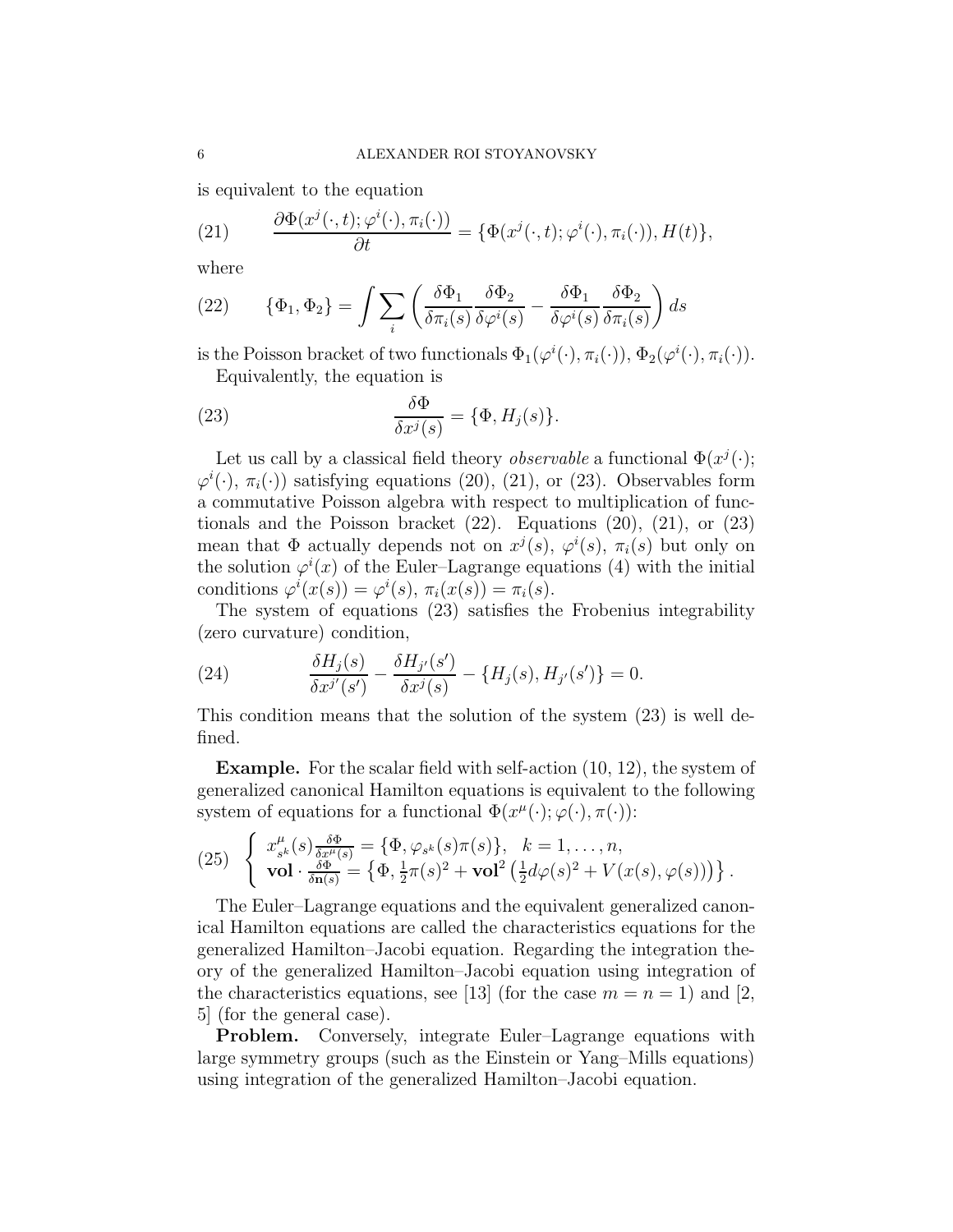is equivalent to the equation

$$\frac{\partial \Phi(x^j(\cdot,t);\varphi^i(\cdot),\pi_i(\cdot))}{\partial t} = \{\Phi(x^j(\cdot,t);\varphi^i(\cdot),\pi_i(\cdot)), H(t)\}, \tag{21}$$

where

$$\{\Phi_1,\Phi_2\} = \int \sum_i \left( \frac{\delta\Phi_1}{\delta\pi_i(s)}\frac{\delta\Phi_2}{\delta\varphi^i(s)} - \frac{\delta\Phi_1}{\delta\varphi^i(s)}\frac{\delta\Phi_2}{\delta\pi_i(s)} \right) ds \tag{22}$$

is the Poisson bracket of two functionals $\Phi_1(\varphi^i(\cdot),\pi_i(\cdot))$, $\Phi_2(\varphi^i(\cdot),\pi_i(\cdot))$.

Equivalently, the equation is

$$\frac{\delta\Phi}{\delta x^j(s)} = \{\Phi, H_j(s)\}. \tag{23}$$

Let us call by a classical field theory *observable* a functional $\Phi(x^j(\cdot);\varphi^i(\cdot),\pi_i(\cdot))$ satisfying equations (20), (21), or (23). Observables form a commutative Poisson algebra with respect to multiplication of functionals and the Poisson bracket (22). Equations (20), (21), or (23) mean that $\Phi$ actually depends not on $x^j(s)$, $\varphi^i(s)$, $\pi_i(s)$ but only on the solution $\varphi^i(x)$ of the Euler–Lagrange equations (4) with the initial conditions $\varphi^i(x(s)) = \varphi^i(s)$, $\pi_i(x(s)) = \pi_i(s)$.

The system of equations (23) satisfies the Frobenius integrability (zero curvature) condition,

$$\frac{\delta H_j(s)}{\delta x^{j'}(s')} - \frac{\delta H_{j'}(s')}{\delta x^j(s)} - \{H_j(s), H_{j'}(s')\} = 0. \tag{24}$$

This condition means that the solution of the system (23) is well defined.

**Example.** For the scalar field with self-action (10, 12), the system of generalized canonical Hamilton equations is equivalent to the following system of equations for a functional $\Phi(x^\mu(\cdot);\varphi(\cdot),\pi(\cdot))$:

$$\begin{cases} x^\mu_{s^k}(s)\frac{\delta\Phi}{\delta x^\mu(s)} = \{\Phi, \varphi_{s^k}(s)\pi(s)\}, \quad k=1,\dots,n, \\ \mathbf{vol}\cdot\frac{\delta\Phi}{\delta\mathbf{n}(s)} = \left\{\Phi, \frac{1}{2}\pi(s)^2 + \mathbf{vol}^2\left(\frac{1}{2}d\varphi(s)^2 + V(x(s),\varphi(s))\right)\right\}. \end{cases} \tag{25}$$

The Euler–Lagrange equations and the equivalent generalized canonical Hamilton equations are called the characteristics equations for the generalized Hamilton–Jacobi equation. Regarding the integration theory of the generalized Hamilton–Jacobi equation using integration of the characteristics equations, see [13] (for the case $m = n = 1$) and [2, 5] (for the general case).

**Problem.** Conversely, integrate Euler–Lagrange equations with large symmetry groups (such as the Einstein or Yang–Mills equations) using integration of the generalized Hamilton–Jacobi equation.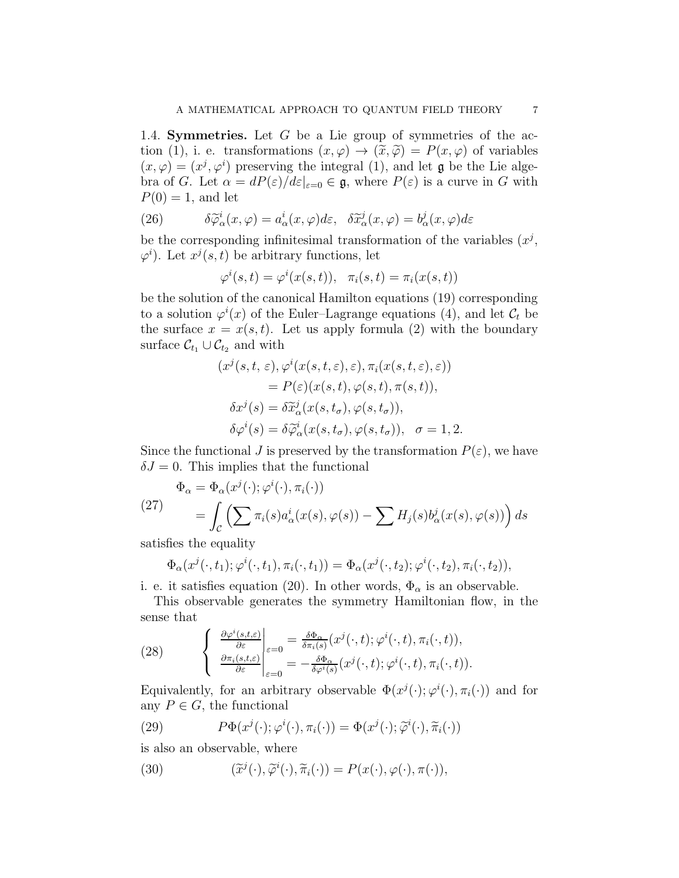1.4. **Symmetries.** Let $G$ be a Lie group of symmetries of the action (1), i. e. transformations $(x,\varphi) \to (\widetilde{x},\widetilde{\varphi}) = P(x,\varphi)$ of variables $(x,\varphi) = (x^j,\varphi^i)$ preserving the integral (1), and let $\mathfrak{g}$ be the Lie algebra of $G$. Let $\alpha = dP(\varepsilon)/d\varepsilon|_{\varepsilon=0} \in \mathfrak{g}$, where $P(\varepsilon)$ is a curve in $G$ with $P(0)=1$, and let

$$\delta\widetilde{\varphi}^i_\alpha(x,\varphi) = a^i_\alpha(x,\varphi)d\varepsilon, \quad \delta\widetilde{x}^j_\alpha(x,\varphi) = b^j_\alpha(x,\varphi)d\varepsilon \tag{26}$$

be the corresponding infinitesimal transformation of the variables $(x^j, \varphi^i)$. Let $x^j(s,t)$ be arbitrary functions, let

$$\varphi^i(s,t) = \varphi^i(x(s,t)), \quad \pi_i(s,t) = \pi_i(x(s,t))$$

be the solution of the canonical Hamilton equations (19) corresponding to a solution $\varphi^i(x)$ of the Euler–Lagrange equations (4), and let $\mathcal{C}_t$ be the surface $x = x(s,t)$. Let us apply formula (2) with the boundary surface $\mathcal{C}_{t_1} \cup \mathcal{C}_{t_2}$ and with

$$\begin{aligned}
(x^j(s,t,\varepsilon),\varphi^i(x(s,t,\varepsilon),\varepsilon),\pi_i(x(s,t,\varepsilon),\varepsilon))& \\
= P(\varepsilon)(x(s,t),\varphi(s,t),\pi(s,t)),& \\
\delta x^j(s) = \delta\widetilde{x}^j_\alpha(x(s,t_\sigma),\varphi(s,t_\sigma)),& \\
\delta\varphi^i(s) = \delta\widetilde{\varphi}^i_\alpha(x(s,t_\sigma),\varphi(s,t_\sigma)),& \quad \sigma = 1,2.
\end{aligned}$$

Since the functional $J$ is preserved by the transformation $P(\varepsilon)$, we have $\delta J = 0$. This implies that the functional

$$\begin{aligned}
\Phi_\alpha &= \Phi_\alpha(x^j(\cdot);\varphi^i(\cdot),\pi_i(\cdot)) \\
&= \int_{\mathcal{C}} \Big(\sum \pi_i(s)a^i_\alpha(x(s),\varphi(s)) - \sum H_j(s)b^j_\alpha(x(s),\varphi(s))\Big)\, ds
\end{aligned} \tag{27}$$

satisfies the equality

$$\Phi_\alpha(x^j(\cdot,t_1);\varphi^i(\cdot,t_1),\pi_i(\cdot,t_1)) = \Phi_\alpha(x^j(\cdot,t_2);\varphi^i(\cdot,t_2),\pi_i(\cdot,t_2)),$$

i. e. it satisfies equation (20). In other words, $\Phi_\alpha$ is an observable.

This observable generates the symmetry Hamiltonian flow, in the sense that

$$\left\{ \begin{aligned}
\left.\frac{\partial\varphi^i(s,t,\varepsilon)}{\partial\varepsilon}\right|_{\varepsilon=0} &= \frac{\delta\Phi_\alpha}{\delta\pi_i(s)}(x^j(\cdot,t);\varphi^i(\cdot,t),\pi_i(\cdot,t)), \\
\left.\frac{\partial\pi_i(s,t,\varepsilon)}{\partial\varepsilon}\right|_{\varepsilon=0} &= -\frac{\delta\Phi_\alpha}{\delta\varphi^i(s)}(x^j(\cdot,t);\varphi^i(\cdot,t),\pi_i(\cdot,t)).
\end{aligned}\right. \tag{28}$$

Equivalently, for an arbitrary observable $\Phi(x^j(\cdot);\varphi^i(\cdot),\pi_i(\cdot))$ and for any $P \in G$, the functional

$$P\Phi(x^j(\cdot);\varphi^i(\cdot),\pi_i(\cdot)) = \Phi(x^j(\cdot);\widetilde{\varphi}^i(\cdot),\widetilde{\pi}_i(\cdot)) \tag{29}$$

is also an observable, where

$$(\widetilde{x}^j(\cdot),\widetilde{\varphi}^i(\cdot),\widetilde{\pi}_i(\cdot)) = P(x(\cdot),\varphi(\cdot),\pi(\cdot)), \tag{30}$$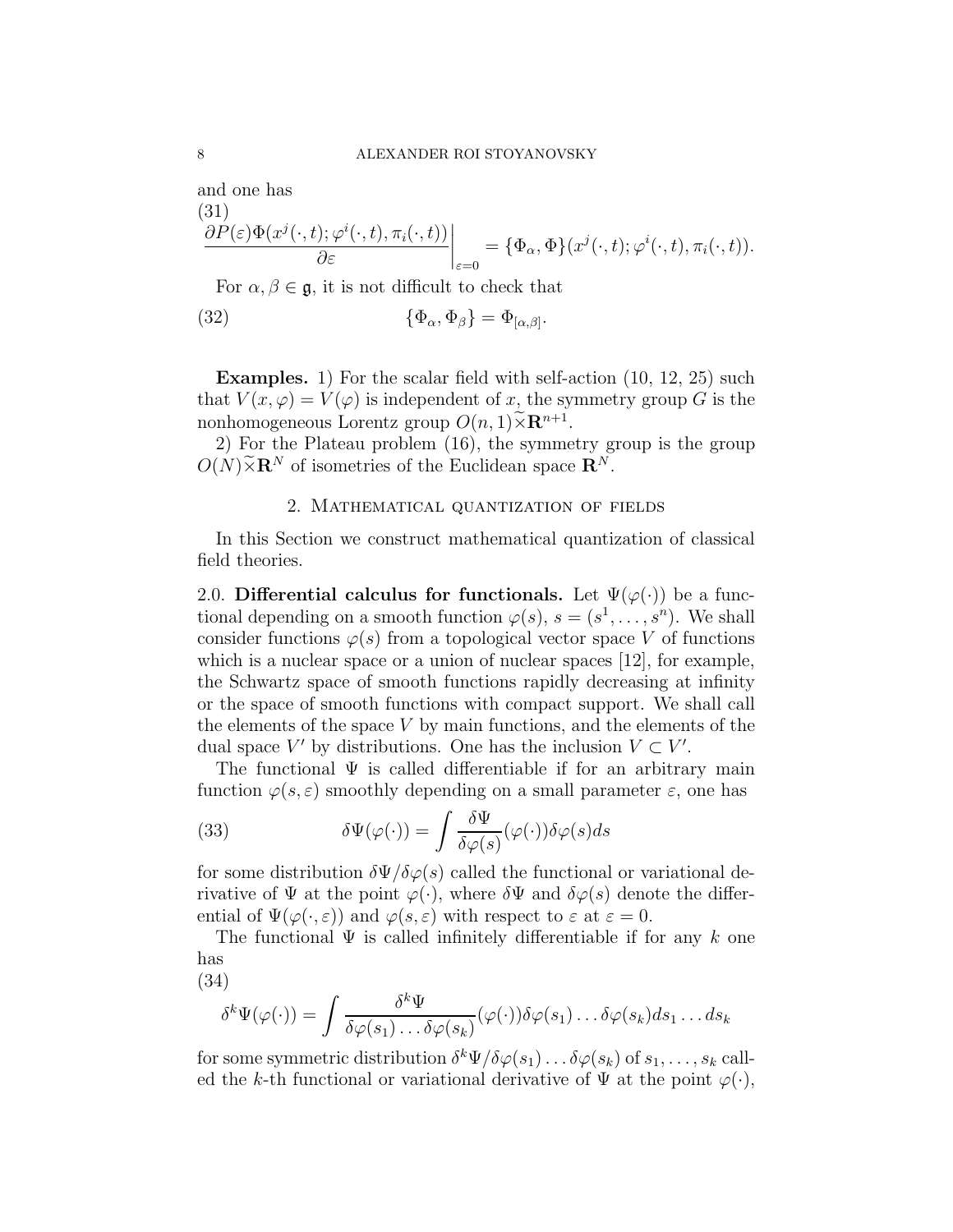and one has

$$\left.\frac{\partial P(\varepsilon)\Phi(x^j(\cdot,t);\varphi^i(\cdot,t),\pi_i(\cdot,t))}{\partial\varepsilon}\right|_{\varepsilon=0} = \{\Phi_\alpha,\Phi\}(x^j(\cdot,t);\varphi^i(\cdot,t),\pi_i(\cdot,t)). \tag{31}$$

For $\alpha,\beta\in\mathfrak{g}$, it is not difficult to check that

$$\{\Phi_\alpha,\Phi_\beta\} = \Phi_{[\alpha,\beta]}. \tag{32}$$

**Examples.** 1) For the scalar field with self-action (10, 12, 25) such that $V(x,\varphi)=V(\varphi)$ is independent of $x$, the symmetry group $G$ is the nonhomogeneous Lorentz group $O(n,1)\widetilde{\times}\mathbf{R}^{n+1}$.

2) For the Plateau problem (16), the symmetry group is the group $O(N)\widetilde{\times}\mathbf{R}^N$ of isometries of the Euclidean space $\mathbf{R}^N$.

## 2. Mathematical quantization of fields

In this Section we construct mathematical quantization of classical field theories.

2.0. **Differential calculus for functionals.** Let $\Psi(\varphi(\cdot))$ be a functional depending on a smooth function $\varphi(s)$, $s=(s^1,\ldots,s^n)$. We shall consider functions $\varphi(s)$ from a topological vector space $V$ of functions which is a nuclear space or a union of nuclear spaces [12], for example, the Schwartz space of smooth functions rapidly decreasing at infinity or the space of smooth functions with compact support. We shall call the elements of the space $V$ by main functions, and the elements of the dual space $V'$ by distributions. One has the inclusion $V\subset V'$.

The functional $\Psi$ is called differentiable if for an arbitrary main function $\varphi(s,\varepsilon)$ smoothly depending on a small parameter $\varepsilon$, one has

$$\delta\Psi(\varphi(\cdot)) = \int\frac{\delta\Psi}{\delta\varphi(s)}(\varphi(\cdot))\delta\varphi(s)ds \tag{33}$$

for some distribution $\delta\Psi/\delta\varphi(s)$ called the functional or variational derivative of $\Psi$ at the point $\varphi(\cdot)$, where $\delta\Psi$ and $\delta\varphi(s)$ denote the differential of $\Psi(\varphi(\cdot,\varepsilon))$ and $\varphi(s,\varepsilon)$ with respect to $\varepsilon$ at $\varepsilon=0$.

The functional $\Psi$ is called infinitely differentiable if for any $k$ one has

$$\delta^k\Psi(\varphi(\cdot)) = \int\frac{\delta^k\Psi}{\delta\varphi(s_1)\ldots\delta\varphi(s_k)}(\varphi(\cdot))\delta\varphi(s_1)\ldots\delta\varphi(s_k)ds_1\ldots ds_k \tag{34}$$

for some symmetric distribution $\delta^k\Psi/\delta\varphi(s_1)\ldots\delta\varphi(s_k)$ of $s_1,\ldots,s_k$ called the $k$-th functional or variational derivative of $\Psi$ at the point $\varphi(\cdot)$,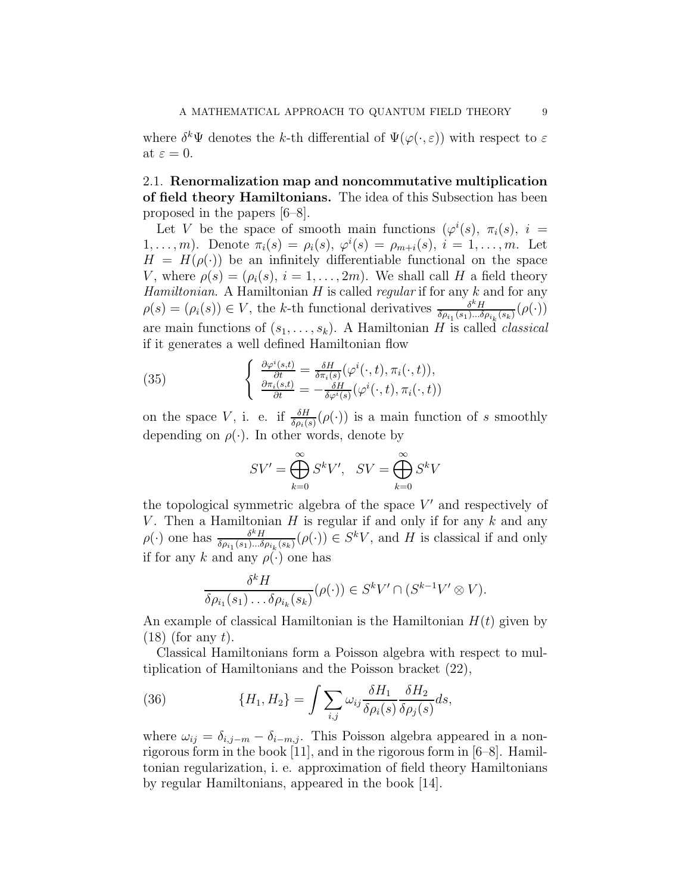where $\delta^k\Psi$ denotes the $k$-th differential of $\Psi(\varphi(\cdot,\varepsilon))$ with respect to $\varepsilon$ at $\varepsilon = 0$.

### 2.1. **Renormalization map and noncommutative multiplication of field theory Hamiltonians.**

The idea of this Subsection has been proposed in the papers [6–8].

Let $V$ be the space of smooth main functions $(\varphi^i(s),\ \pi_i(s),\ i = 1,\dots,m)$. Denote $\pi_i(s) = \rho_i(s)$, $\varphi^i(s) = \rho_{m+i}(s)$, $i = 1,\dots,m$. Let $H = H(\rho(\cdot))$ be an infinitely differentiable functional on the space $V$, where $\rho(s) = (\rho_i(s),\ i = 1,\dots,2m)$. We shall call $H$ a field theory *Hamiltonian*. A Hamiltonian $H$ is called *regular* if for any $k$ and for any $\rho(s) = (\rho_i(s)) \in V$, the $k$-th functional derivatives $\frac{\delta^k H}{\delta\rho_{i_1}(s_1)\dots\delta\rho_{i_k}(s_k)}(\rho(\cdot))$ are main functions of $(s_1,\dots,s_k)$. A Hamiltonian $H$ is called *classical* if it generates a well defined Hamiltonian flow

$$
\begin{cases} \frac{\partial\varphi^i(s,t)}{\partial t} = \frac{\delta H}{\delta\pi_i(s)}(\varphi^i(\cdot,t),\pi_i(\cdot,t)), \\ \frac{\partial\pi_i(s,t)}{\partial t} = -\frac{\delta H}{\delta\varphi^i(s)}(\varphi^i(\cdot,t),\pi_i(\cdot,t)) \end{cases} \tag{35}
$$

on the space $V$, i. e. if $\frac{\delta H}{\delta\rho_i(s)}(\rho(\cdot))$ is a main function of $s$ smoothly depending on $\rho(\cdot)$. In other words, denote by

$$
SV' = \bigoplus_{k=0}^{\infty} S^k V', \quad SV = \bigoplus_{k=0}^{\infty} S^k V
$$

the topological symmetric algebra of the space $V'$ and respectively of $V$. Then a Hamiltonian $H$ is regular if and only if for any $k$ and any $\rho(\cdot)$ one has $\frac{\delta^k H}{\delta\rho_{i_1}(s_1)\dots\delta\rho_{i_k}(s_k)}(\rho(\cdot)) \in S^k V$, and $H$ is classical if and only if for any $k$ and any $\rho(\cdot)$ one has

$$
\frac{\delta^k H}{\delta\rho_{i_1}(s_1)\dots\delta\rho_{i_k}(s_k)}(\rho(\cdot)) \in S^k V' \cap (S^{k-1}V' \otimes V).
$$

An example of classical Hamiltonian is the Hamiltonian $H(t)$ given by (18) (for any $t$).

Classical Hamiltonians form a Poisson algebra with respect to multiplication of Hamiltonians and the Poisson bracket (22),

$$
\{H_1, H_2\} = \int \sum_{i,j} \omega_{ij} \frac{\delta H_1}{\delta\rho_i(s)} \frac{\delta H_2}{\delta\rho_j(s)} ds, \tag{36}
$$

where $\omega_{ij} = \delta_{i,j-m} - \delta_{i-m,j}$. This Poisson algebra appeared in a nonrigorous form in the book [11], and in the rigorous form in [6–8]. Hamiltonian regularization, i. e. approximation of field theory Hamiltonians by regular Hamiltonians, appeared in the book [14].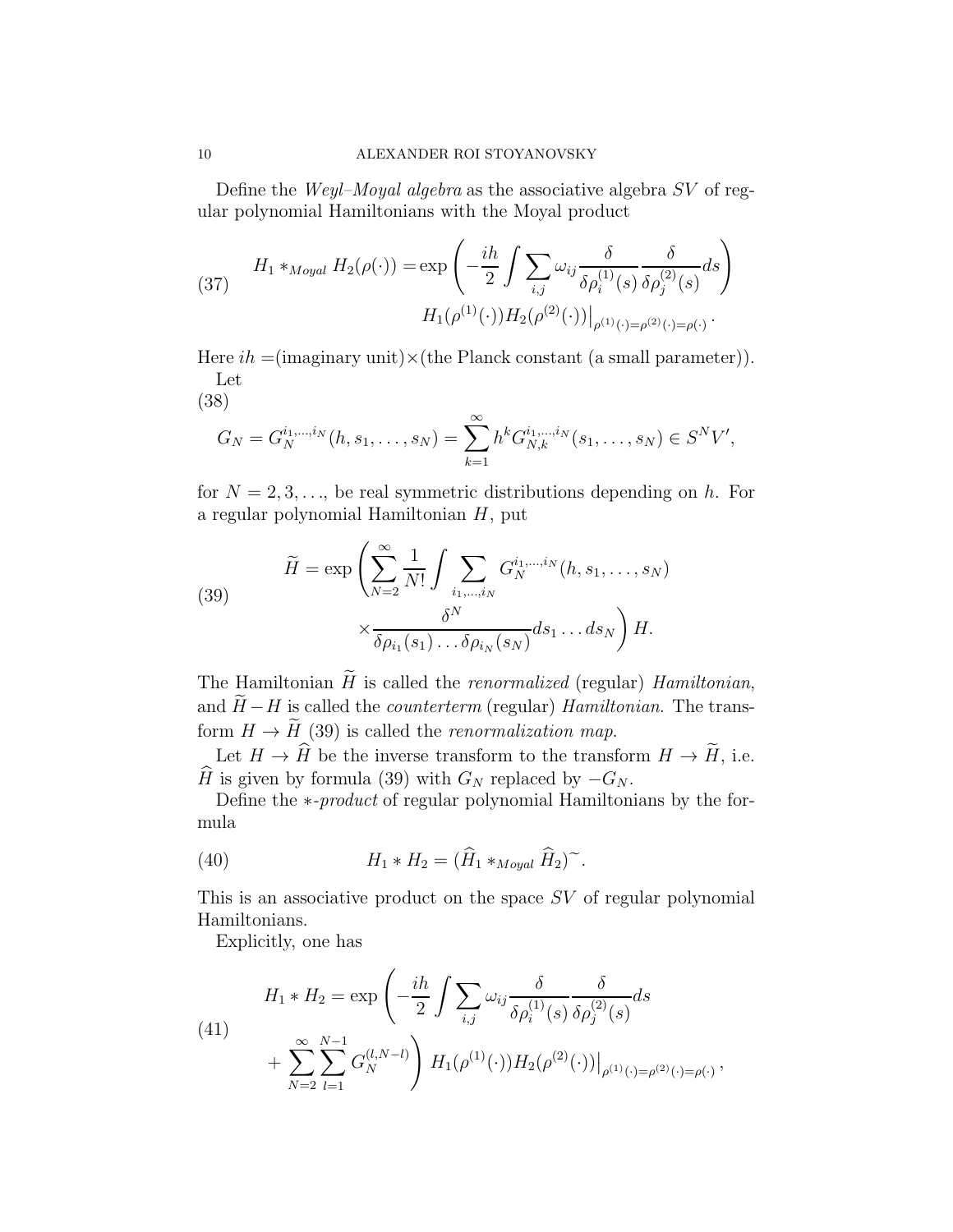Define the *Weyl–Moyal algebra* as the associative algebra $SV$ of regular polynomial Hamiltonians with the Moyal product

$$H_1 *_{Moyal} H_2(\rho(\cdot)) = \exp\left(-\frac{ih}{2}\int\sum_{i,j}\omega_{ij}\frac{\delta}{\delta\rho_i^{(1)}(s)}\frac{\delta}{\delta\rho_j^{(2)}(s)}ds\right) H_1(\rho^{(1)}(\cdot))H_2(\rho^{(2)}(\cdot))\big|_{\rho^{(1)}(\cdot)=\rho^{(2)}(\cdot)=\rho(\cdot)}. \tag{37}$$

Here $ih$ =(imaginary unit)×(the Planck constant (a small parameter)).

Let

$$G_N = G_N^{i_1,\dots,i_N}(h, s_1, \dots, s_N) = \sum_{k=1}^{\infty} h^k G_{N,k}^{i_1,\dots,i_N}(s_1,\dots,s_N) \in S^N V', \tag{38}$$

for $N = 2, 3, \dots$, be real symmetric distributions depending on $h$. For a regular polynomial Hamiltonian $H$, put

$$\widetilde{H} = \exp\left(\sum_{N=2}^{\infty}\frac{1}{N!}\int\sum_{i_1,\dots,i_N} G_N^{i_1,\dots,i_N}(h, s_1,\dots,s_N) \times\frac{\delta^N}{\delta\rho_{i_1}(s_1)\dots\delta\rho_{i_N}(s_N)}ds_1\dots ds_N\right)H. \tag{39}$$

The Hamiltonian $\widetilde{H}$ is called the *renormalized* (regular) *Hamiltonian*, and $\widetilde{H} - H$ is called the *counterterm* (regular) *Hamiltonian*. The transform $H \to \widetilde{H}$ (39) is called the *renormalization map*.

Let $H \to \widehat{H}$ be the inverse transform to the transform $H \to \widetilde{H}$, i.e. $\widehat{H}$ is given by formula (39) with $G_N$ replaced by $-G_N$.

Define the $*$-*product* of regular polynomial Hamiltonians by the formula

$$H_1 * H_2 = (\widehat{H}_1 *_{Moyal} \widehat{H}_2)^{\sim}. \tag{40}$$

This is an associative product on the space $SV$ of regular polynomial Hamiltonians.

Explicitly, one has

$$H_1 * H_2 = \exp\left(-\frac{ih}{2}\int\sum_{i,j}\omega_{ij}\frac{\delta}{\delta\rho_i^{(1)}(s)}\frac{\delta}{\delta\rho_j^{(2)}(s)}ds + \sum_{N=2}^{\infty}\sum_{l=1}^{N-1} G_N^{(l,N-l)}\right) H_1(\rho^{(1)}(\cdot))H_2(\rho^{(2)}(\cdot))\big|_{\rho^{(1)}(\cdot)=\rho^{(2)}(\cdot)=\rho(\cdot)}, \tag{41}$$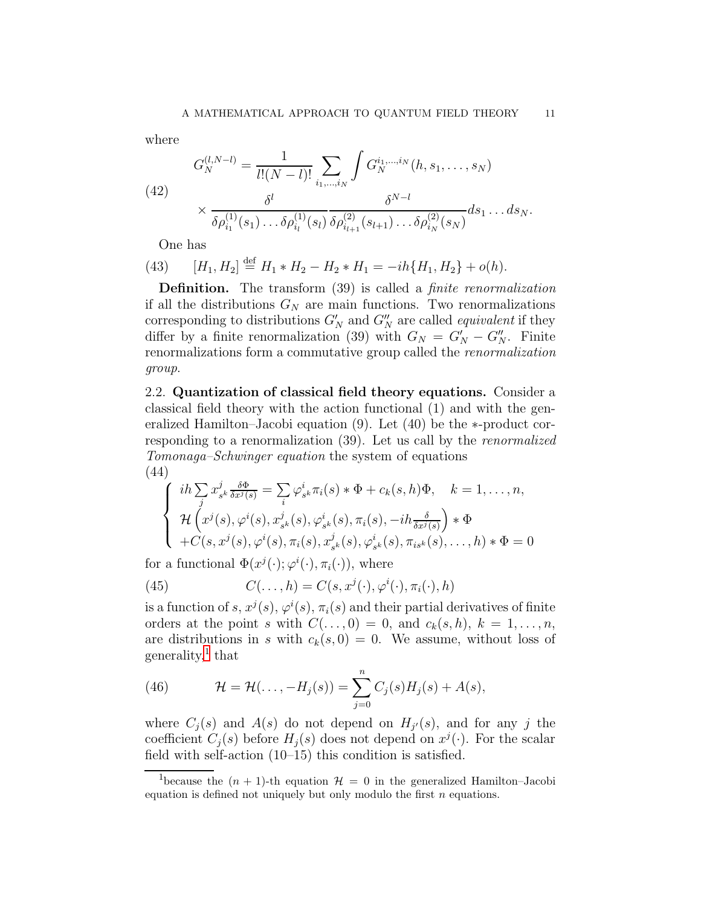where

$$
\begin{aligned}
G_N^{(l,N-l)} = \frac{1}{l!(N-l)!} \sum_{i_1,\dots,i_N} \int G_N^{i_1,\dots,i_N}(h, s_1, \dots, s_N) \\
\times \frac{\delta^l}{\delta\rho^{(1)}_{i_1}(s_1)\dots\delta\rho^{(1)}_{i_l}(s_l)} \frac{\delta^{N-l}}{\delta\rho^{(2)}_{i_{l+1}}(s_{l+1})\dots\delta\rho^{(2)}_{i_N}(s_N)} ds_1 \dots ds_N.
\end{aligned}
\tag{42}
$$

One has

$$
[H_1, H_2] \stackrel{\text{def}}{=} H_1 * H_2 - H_2 * H_1 = -ih\{H_1, H_2\} + o(h). \tag{43}
$$

**Definition.** The transform (39) is called a *finite renormalization* if all the distributions $G_N$ are main functions. Two renormalizations corresponding to distributions $G_N'$ and $G_N''$ are called *equivalent* if they differ by a finite renormalization (39) with $G_N = G_N' - G_N''$. Finite renormalizations form a commutative group called the *renormalization group*.

2.2. **Quantization of classical field theory equations.** Consider a classical field theory with the action functional (1) and with the generalized Hamilton–Jacobi equation (9). Let (40) be the $*$-product corresponding to a renormalization (39). Let us call by the *renormalized Tomonaga–Schwinger equation* the system of equations

$$
\left\{
\begin{aligned}
& ih \sum_j x^j_{s^k} \frac{\delta \Phi}{\delta x^j(s)} = \sum_i \varphi^i_{s^k} \pi_i(s) * \Phi + c_k(s,h)\Phi, \quad k = 1, \dots, n, \\
& \mathcal{H}\left(x^j(s), \varphi^i(s), x^j_{s^k}(s), \varphi^i_{s^k}(s), \pi_i(s), -ih\frac{\delta}{\delta x^j(s)}\right) * \Phi \\
& + C(s, x^j(s), \varphi^i(s), \pi_i(s), x^j_{s^k}(s), \varphi^i_{s^k}(s), \pi_{is^k}(s), \dots, h) * \Phi = 0
\end{aligned}
\right.
\tag{44}
$$

for a functional $\Phi(x^j(\cdot); \varphi^i(\cdot), \pi_i(\cdot))$, where

$$
C(\dots, h) = C(s, x^j(\cdot), \varphi^i(\cdot), \pi_i(\cdot), h) \tag{45}
$$

is a function of $s$, $x^j(s)$, $\varphi^i(s)$, $\pi_i(s)$ and their partial derivatives of finite orders at the point $s$ with $C(\dots, 0) = 0$, and $c_k(s,h)$, $k = 1, \dots, n$, are distributions in $s$ with $c_k(s, 0) = 0$. We assume, without loss of generality,[1] that

$$
\mathcal{H} = \mathcal{H}(\dots, -H_j(s)) = \sum_{j=0}^{n} C_j(s) H_j(s) + A(s), \tag{46}
$$

where $C_j(s)$ and $A(s)$ do not depend on $H_{j'}(s)$, and for any $j$ the coefficient $C_j(s)$ before $H_j(s)$ does not depend on $x^j(\cdot)$. For the scalar field with self-action (10–15) this condition is satisfied.

[1] because the $(n+1)$-th equation $\mathcal{H} = 0$ in the generalized Hamilton–Jacobi equation is defined not uniquely but only modulo the first $n$ equations.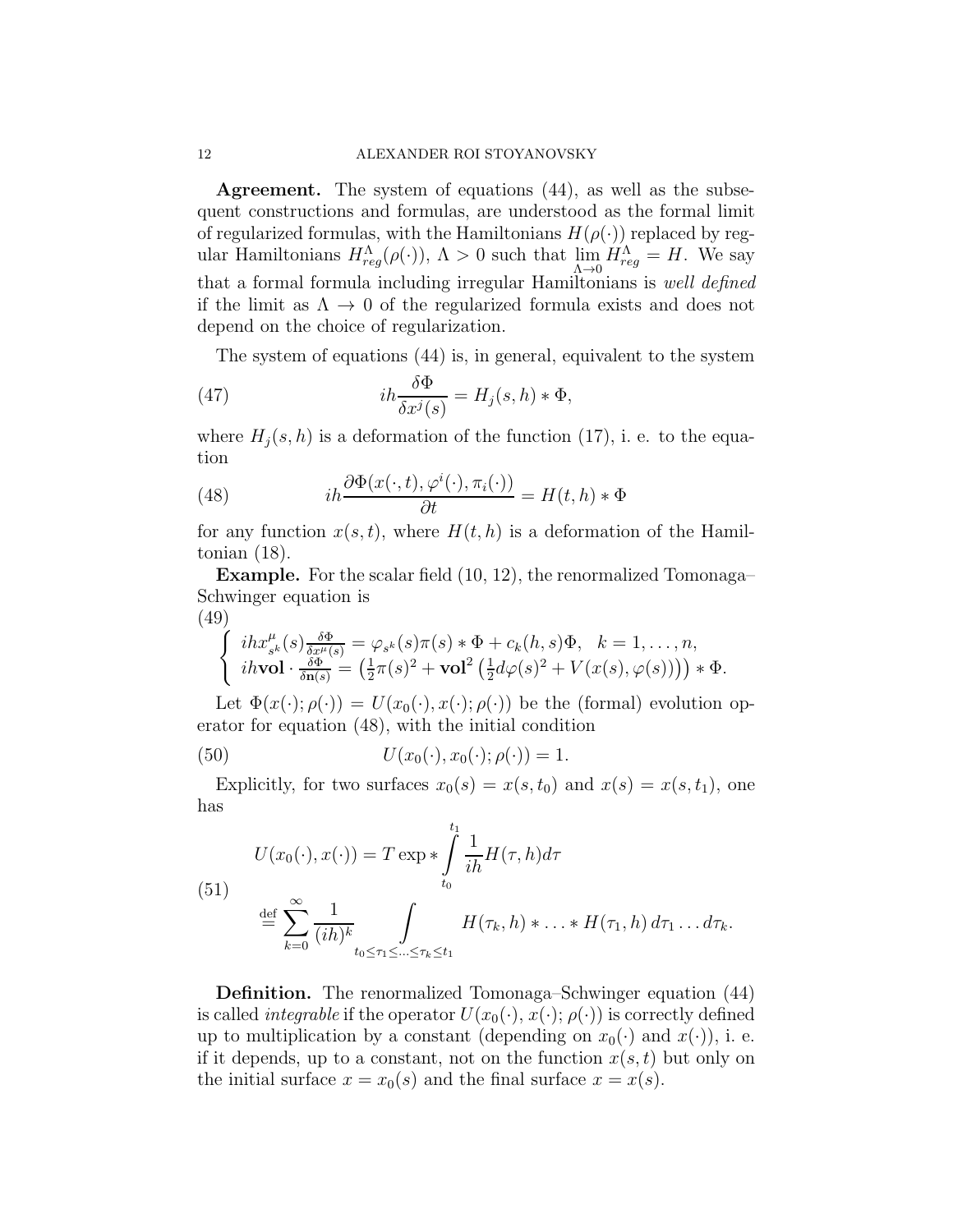**Agreement.** The system of equations (44), as well as the subsequent constructions and formulas, are understood as the formal limit of regularized formulas, with the Hamiltonians $H(\rho(\cdot))$ replaced by regular Hamiltonians $H^{\Lambda}_{reg}(\rho(\cdot))$, $\Lambda > 0$ such that $\lim\limits_{\Lambda\to 0} H^{\Lambda}_{reg} = H$. We say that a formal formula including irregular Hamiltonians is *well defined* if the limit as $\Lambda \to 0$ of the regularized formula exists and does not depend on the choice of regularization.

The system of equations (44) is, in general, equivalent to the system

$$ih\frac{\delta\Phi}{\delta x^j(s)} = H_j(s,h) * \Phi, \tag{47}$$

where $H_j(s,h)$ is a deformation of the function (17), i. e. to the equation

$$ih\frac{\partial\Phi(x(\cdot,t),\varphi^i(\cdot),\pi_i(\cdot))}{\partial t} = H(t,h) * \Phi \tag{48}$$

for any function $x(s,t)$, where $H(t,h)$ is a deformation of the Hamiltonian (18).

**Example.** For the scalar field (10, 12), the renormalized Tomonaga–Schwinger equation is

$$\begin{cases} ihx^{\mu}_{s^k}(s)\frac{\delta\Phi}{\delta x^{\mu}(s)} = \varphi_{s^k}(s)\pi(s) * \Phi + c_k(h,s)\Phi, \quad k = 1,\ldots,n, \\ ih\mathbf{vol}\cdot\frac{\delta\Phi}{\delta\mathbf{n}(s)} = \left(\frac{1}{2}\pi(s)^2 + \mathbf{vol}^2\left(\frac{1}{2}d\varphi(s)^2 + V(x(s),\varphi(s))\right)\right) * \Phi. \end{cases} \tag{49}$$

Let $\Phi(x(\cdot);\rho(\cdot)) = U(x_0(\cdot),x(\cdot);\rho(\cdot))$ be the (formal) evolution operator for equation (48), with the initial condition

$$U(x_0(\cdot),x_0(\cdot);\rho(\cdot)) = 1. \tag{50}$$

Explicitly, for two surfaces $x_0(s) = x(s,t_0)$ and $x(s) = x(s,t_1)$, one has

$$\begin{aligned} U(x_0(\cdot),x(\cdot)) &= T\exp * \int_{t_0}^{t_1} \frac{1}{ih}H(\tau,h)d\tau \\ &\overset{\text{def}}{=} \sum_{k=0}^{\infty} \frac{1}{(ih)^k} \int\limits_{t_0\le\tau_1\le\ldots\le\tau_k\le t_1} H(\tau_k,h) * \ldots * H(\tau_1,h)\, d\tau_1\ldots d\tau_k. \end{aligned} \tag{51}$$

**Definition.** The renormalized Tomonaga–Schwinger equation (44) is called *integrable* if the operator $U(x_0(\cdot),x(\cdot);\rho(\cdot))$ is correctly defined up to multiplication by a constant (depending on $x_0(\cdot)$ and $x(\cdot)$), i. e. if it depends, up to a constant, not on the function $x(s,t)$ but only on the initial surface $x = x_0(s)$ and the final surface $x = x(s)$.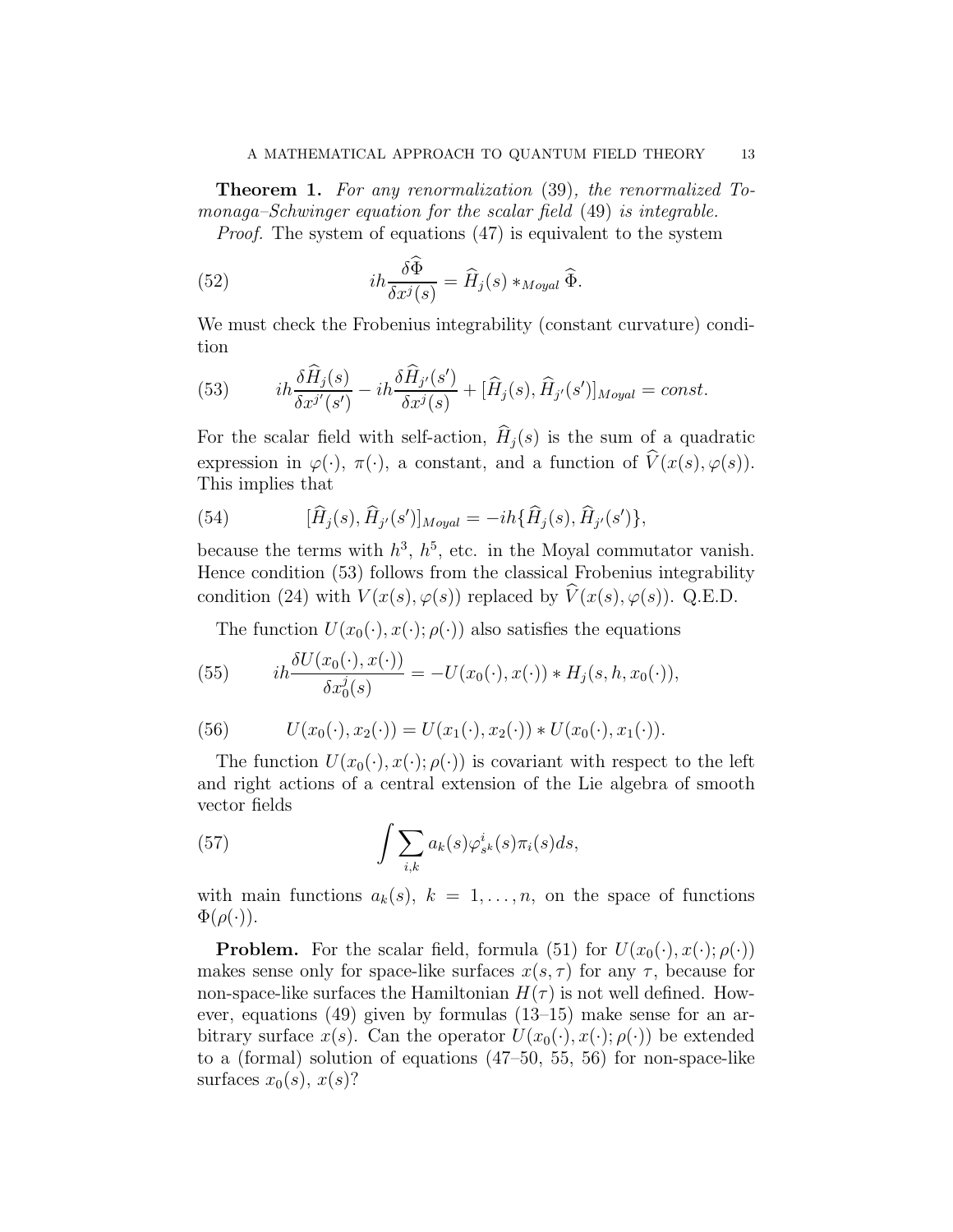**Theorem 1.** *For any renormalization* (39)*, the renormalized Tomonaga–Schwinger equation for the scalar field* (49) *is integrable.*

*Proof.* The system of equations (47) is equivalent to the system

$$ih\frac{\delta\widehat{\Phi}}{\delta x^j(s)} = \widehat{H}_j(s) *_{Moyal} \widehat{\Phi}. \tag{52}$$

We must check the Frobenius integrability (constant curvature) condition

$$ih\frac{\delta\widehat{H}_j(s)}{\delta x^{j'}(s')} - ih\frac{\delta\widehat{H}_{j'}(s')}{\delta x^j(s)} + [\widehat{H}_j(s), \widehat{H}_{j'}(s')]_{Moyal} = const. \tag{53}$$

For the scalar field with self-action, $\widehat{H}_j(s)$ is the sum of a quadratic expression in $\varphi(\cdot)$, $\pi(\cdot)$, a constant, and a function of $\widehat{V}(x(s), \varphi(s))$. This implies that

$$[\widehat{H}_j(s), \widehat{H}_{j'}(s')]_{Moyal} = -ih\{\widehat{H}_j(s), \widehat{H}_{j'}(s')\}, \tag{54}$$

because the terms with $h^3$, $h^5$, etc. in the Moyal commutator vanish. Hence condition (53) follows from the classical Frobenius integrability condition (24) with $V(x(s), \varphi(s))$ replaced by $\widehat{V}(x(s), \varphi(s))$. Q.E.D.

The function $U(x_0(\cdot), x(\cdot); \rho(\cdot))$ also satisfies the equations

$$ih\frac{\delta U(x_0(\cdot), x(\cdot))}{\delta x_0^j(s)} = -U(x_0(\cdot), x(\cdot)) * H_j(s, h, x_0(\cdot)), \tag{55}$$

$$U(x_0(\cdot), x_2(\cdot)) = U(x_1(\cdot), x_2(\cdot)) * U(x_0(\cdot), x_1(\cdot)). \tag{56}$$

The function $U(x_0(\cdot), x(\cdot); \rho(\cdot))$ is covariant with respect to the left and right actions of a central extension of the Lie algebra of smooth vector fields

$$\int \sum_{i,k} a_k(s)\varphi^i_{s^k}(s)\pi_i(s)ds, \tag{57}$$

with main functions $a_k(s)$, $k = 1, \ldots, n$, on the space of functions $\Phi(\rho(\cdot))$.

**Problem.** For the scalar field, formula (51) for $U(x_0(\cdot), x(\cdot); \rho(\cdot))$ makes sense only for space-like surfaces $x(s, \tau)$ for any $\tau$, because for non-space-like surfaces the Hamiltonian $H(\tau)$ is not well defined. However, equations (49) given by formulas (13–15) make sense for an arbitrary surface $x(s)$. Can the operator $U(x_0(\cdot), x(\cdot); \rho(\cdot))$ be extended to a (formal) solution of equations (47–50, 55, 56) for non-space-like surfaces $x_0(s)$, $x(s)$?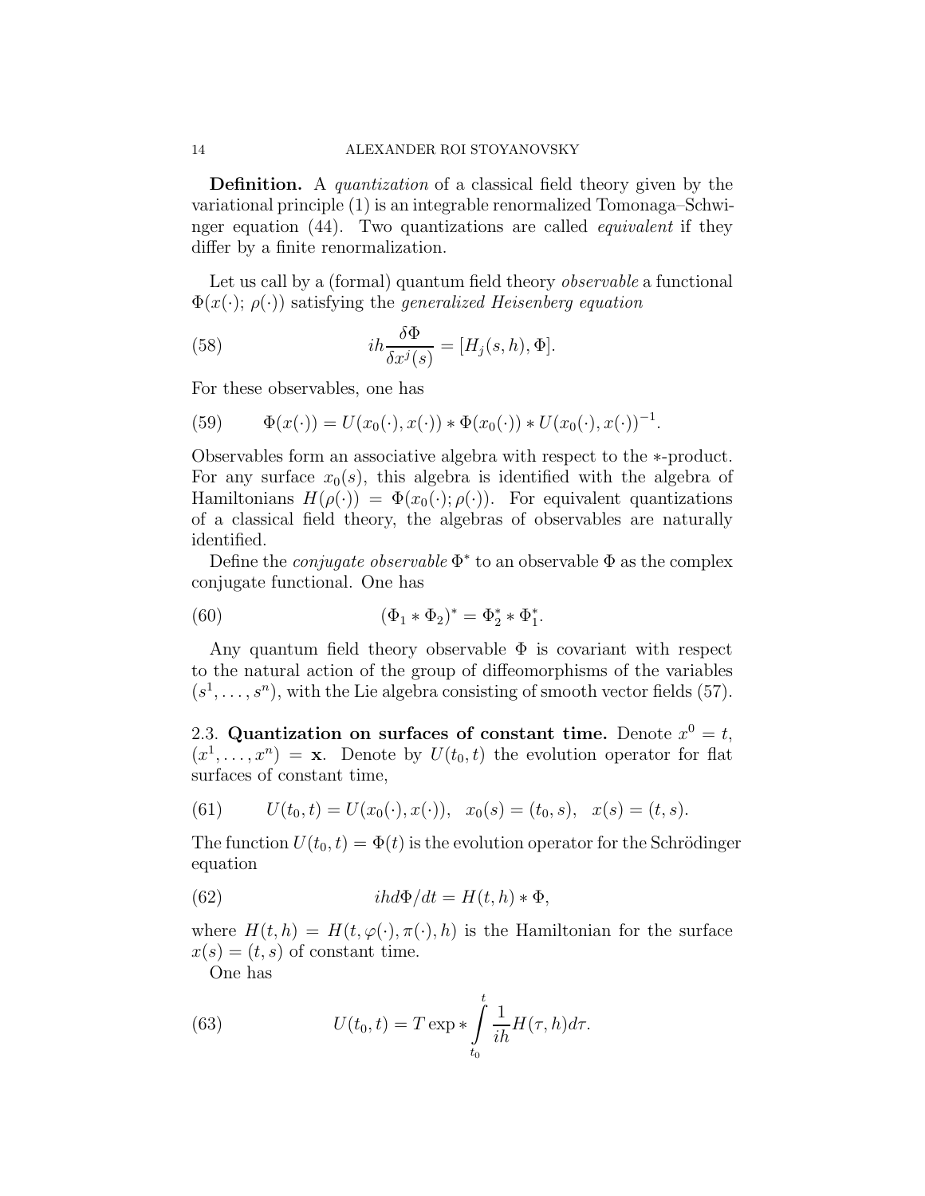**Definition.** A *quantization* of a classical field theory given by the variational principle (1) is an integrable renormalized Tomonaga–Schwinger equation (44). Two quantizations are called *equivalent* if they differ by a finite renormalization.

Let us call by a (formal) quantum field theory *observable* a functional $\Phi(x(\cdot);\,\rho(\cdot))$ satisfying the *generalized Heisenberg equation*

$$ih\frac{\delta\Phi}{\delta x^j(s)} = [H_j(s,h),\Phi]. \tag{58}$$

For these observables, one has

$$\Phi(x(\cdot)) = U(x_0(\cdot),x(\cdot)) * \Phi(x_0(\cdot)) * U(x_0(\cdot),x(\cdot))^{-1}. \tag{59}$$

Observables form an associative algebra with respect to the $*$-product. For any surface $x_0(s)$, this algebra is identified with the algebra of Hamiltonians $H(\rho(\cdot)) = \Phi(x_0(\cdot);\rho(\cdot))$. For equivalent quantizations of a classical field theory, the algebras of observables are naturally identified.

Define the *conjugate observable* $\Phi^*$ to an observable $\Phi$ as the complex conjugate functional. One has

$$(\Phi_1 * \Phi_2)^* = \Phi_2^* * \Phi_1^*. \tag{60}$$

Any quantum field theory observable $\Phi$ is covariant with respect to the natural action of the group of diffeomorphisms of the variables $(s^1,\ldots,s^n)$, with the Lie algebra consisting of smooth vector fields (57).

### 2.3. **Quantization on surfaces of constant time.**

Denote $x^0 = t$, $(x^1,\ldots,x^n) = \mathbf{x}$. Denote by $U(t_0,t)$ the evolution operator for flat surfaces of constant time,

$$U(t_0,t) = U(x_0(\cdot),x(\cdot)), \quad x_0(s) = (t_0,s), \quad x(s) = (t,s). \tag{61}$$

The function $U(t_0,t) = \Phi(t)$ is the evolution operator for the Schrödinger equation

$$ih\,d\Phi/dt = H(t,h) * \Phi, \tag{62}$$

where $H(t,h) = H(t,\varphi(\cdot),\pi(\cdot),h)$ is the Hamiltonian for the surface $x(s) = (t,s)$ of constant time.

One has

$$U(t_0,t) = T\exp * \int_{t_0}^{t} \frac{1}{ih} H(\tau,h)\,d\tau. \tag{63}$$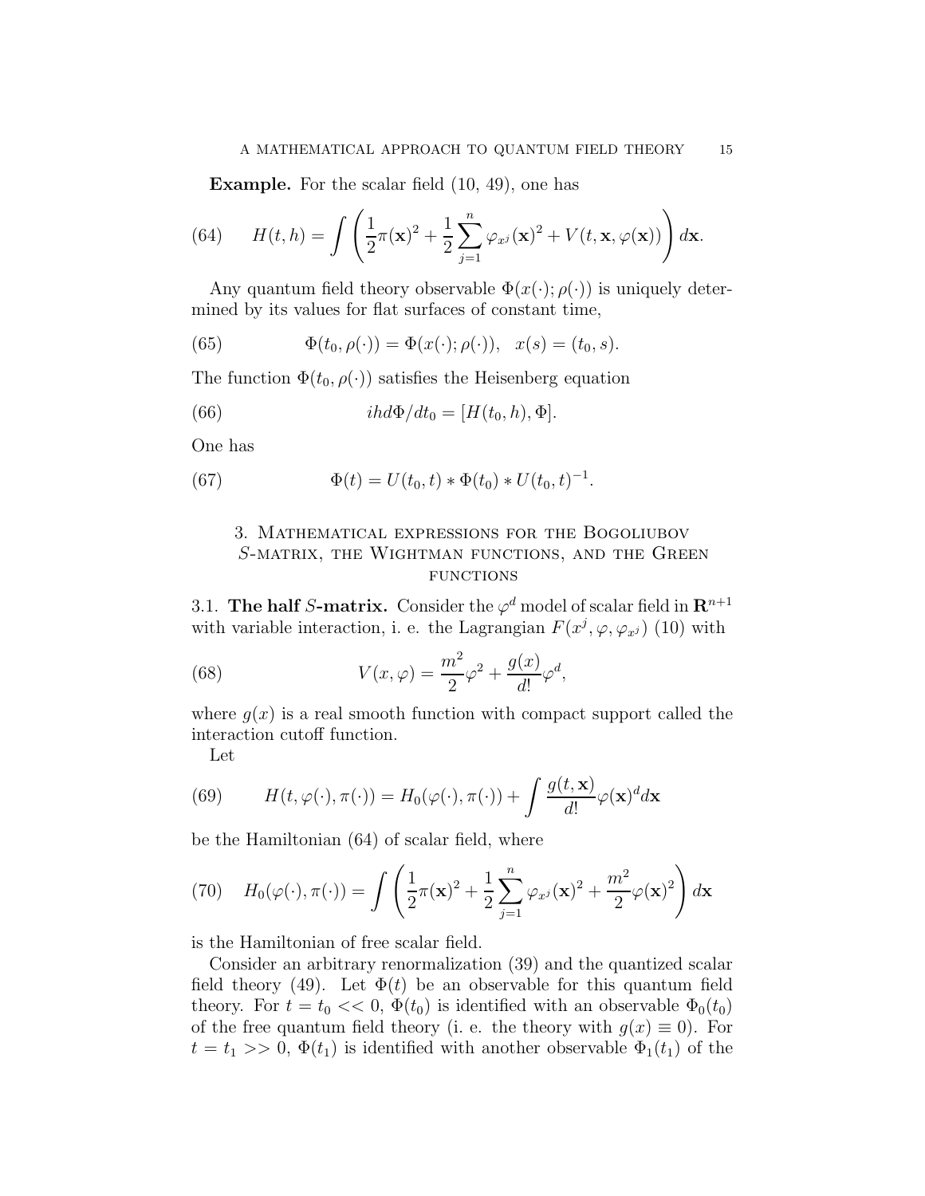**Example.** For the scalar field (10, 49), one has

$$H(t,h) = \int \left( \frac{1}{2}\pi(\mathbf{x})^2 + \frac{1}{2}\sum_{j=1}^{n} \varphi_{x^j}(\mathbf{x})^2 + V(t,\mathbf{x},\varphi(\mathbf{x})) \right) d\mathbf{x}. \tag{64}$$

Any quantum field theory observable $\Phi(x(\cdot);\rho(\cdot))$ is uniquely determined by its values for flat surfaces of constant time,

$$\Phi(t_0,\rho(\cdot)) = \Phi(x(\cdot);\rho(\cdot)), \quad x(s) = (t_0, s). \tag{65}$$

The function $\Phi(t_0,\rho(\cdot))$ satisfies the Heisenberg equation

$$ihd\Phi/dt_0 = [H(t_0,h),\Phi]. \tag{66}$$

One has

$$\Phi(t) = U(t_0,t) * \Phi(t_0) * U(t_0,t)^{-1}. \tag{67}$$

## 3. Mathematical expressions for the Bogoliubov $S$-matrix, the Wightman functions, and the Green functions

### 3.1. The half $S$-matrix.

Consider the $\varphi^d$ model of scalar field in $\mathbf{R}^{n+1}$ with variable interaction, i. e. the Lagrangian $F(x^j,\varphi,\varphi_{x^j})$ (10) with

$$V(x,\varphi) = \frac{m^2}{2}\varphi^2 + \frac{g(x)}{d!}\varphi^d, \tag{68}$$

where $g(x)$ is a real smooth function with compact support called the interaction cutoff function.

Let

$$H(t,\varphi(\cdot),\pi(\cdot)) = H_0(\varphi(\cdot),\pi(\cdot)) + \int \frac{g(t,\mathbf{x})}{d!}\varphi(\mathbf{x})^d d\mathbf{x} \tag{69}$$

be the Hamiltonian (64) of scalar field, where

$$H_0(\varphi(\cdot),\pi(\cdot)) = \int \left( \frac{1}{2}\pi(\mathbf{x})^2 + \frac{1}{2}\sum_{j=1}^{n} \varphi_{x^j}(\mathbf{x})^2 + \frac{m^2}{2}\varphi(\mathbf{x})^2 \right) d\mathbf{x} \tag{70}$$

is the Hamiltonian of free scalar field.

Consider an arbitrary renormalization (39) and the quantized scalar field theory (49). Let $\Phi(t)$ be an observable for this quantum field theory. For $t = t_0 << 0$, $\Phi(t_0)$ is identified with an observable $\Phi_0(t_0)$ of the free quantum field theory (i. e. the theory with $g(x) \equiv 0$). For $t = t_1 >> 0$, $\Phi(t_1)$ is identified with another observable $\Phi_1(t_1)$ of the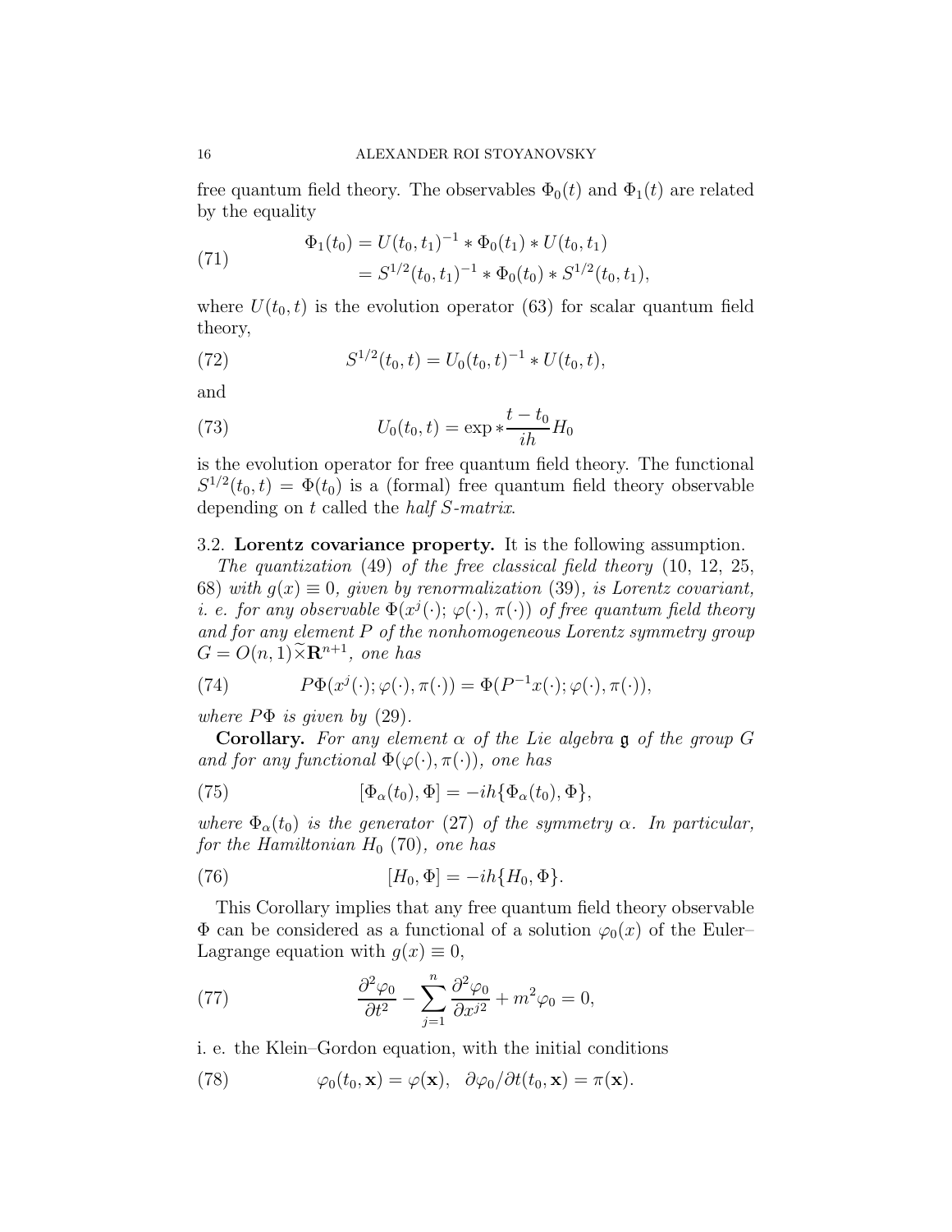free quantum field theory. The observables $\Phi_0(t)$ and $\Phi_1(t)$ are related by the equality

$$
\begin{aligned}
\Phi_1(t_0) &= U(t_0,t_1)^{-1} * \Phi_0(t_1) * U(t_0,t_1) \\
&= S^{1/2}(t_0,t_1)^{-1} * \Phi_0(t_0) * S^{1/2}(t_0,t_1),
\end{aligned} \tag{71}
$$

where $U(t_0,t)$ is the evolution operator (63) for scalar quantum field theory,

$$
S^{1/2}(t_0,t) = U_0(t_0,t)^{-1} * U(t_0,t), \tag{72}
$$

and

$$
U_0(t_0,t) = \exp * \frac{t-t_0}{ih} H_0 \tag{73}
$$

is the evolution operator for free quantum field theory. The functional $S^{1/2}(t_0,t) = \Phi(t_0)$ is a (formal) free quantum field theory observable depending on $t$ called the *half S-matrix*.

### 3.2. Lorentz covariance property.

It is the following assumption.

*The quantization (49) of the free classical field theory (10, 12, 25, 68) with $g(x) \equiv 0$, given by renormalization (39), is Lorentz covariant, i. e. for any observable $\Phi(x^j(\cdot);\varphi(\cdot),\pi(\cdot))$ of free quantum field theory and for any element $P$ of the nonhomogeneous Lorentz symmetry group $G = O(n,1)\widetilde{\ltimes}\mathbf{R}^{n+1}$, one has*

$$
P\Phi(x^j(\cdot);\varphi(\cdot),\pi(\cdot)) = \Phi(P^{-1}x(\cdot);\varphi(\cdot),\pi(\cdot)), \tag{74}
$$

*where $P\Phi$ is given by (29).*

**Corollary.** *For any element $\alpha$ of the Lie algebra $\mathfrak{g}$ of the group $G$ and for any functional $\Phi(\varphi(\cdot),\pi(\cdot))$, one has*

$$
[\Phi_\alpha(t_0),\Phi] = -ih\{\Phi_\alpha(t_0),\Phi\}, \tag{75}
$$

*where $\Phi_\alpha(t_0)$ is the generator (27) of the symmetry $\alpha$. In particular, for the Hamiltonian $H_0$ (70), one has*

$$
[H_0,\Phi] = -ih\{H_0,\Phi\}. \tag{76}
$$

This Corollary implies that any free quantum field theory observable $\Phi$ can be considered as a functional of a solution $\varphi_0(x)$ of the Euler–Lagrange equation with $g(x) \equiv 0$,

$$
\frac{\partial^2\varphi_0}{\partial t^2} - \sum_{j=1}^{n} \frac{\partial^2\varphi_0}{\partial x^{j2}} + m^2\varphi_0 = 0, \tag{77}
$$

i. e. the Klein–Gordon equation, with the initial conditions

$$
\varphi_0(t_0,\mathbf{x}) = \varphi(\mathbf{x}), \quad \partial\varphi_0/\partial t(t_0,\mathbf{x}) = \pi(\mathbf{x}). \tag{78}
$$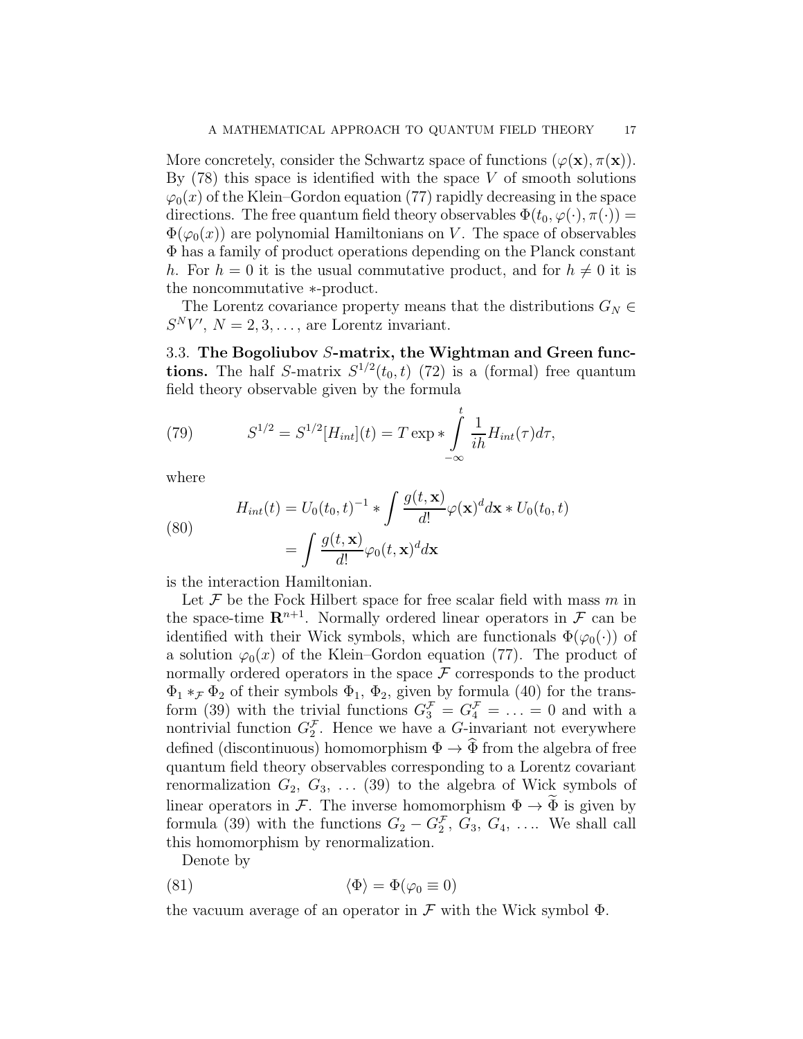More concretely, consider the Schwartz space of functions $(\varphi(\mathbf{x}), \pi(\mathbf{x}))$. By (78) this space is identified with the space $V$ of smooth solutions $\varphi_0(x)$ of the Klein–Gordon equation (77) rapidly decreasing in the space directions. The free quantum field theory observables $\Phi(t_0, \varphi(\cdot), \pi(\cdot)) = \Phi(\varphi_0(x))$ are polynomial Hamiltonians on $V$. The space of observables $\Phi$ has a family of product operations depending on the Planck constant $h$. For $h = 0$ it is the usual commutative product, and for $h \neq 0$ it is the noncommutative $*$-product.

The Lorentz covariance property means that the distributions $G_N \in S^N V'$, $N = 2, 3, \ldots$, are Lorentz invariant.

### 3.3. The Bogoliubov $S$-matrix, the Wightman and Green functions.

The half $S$-matrix $S^{1/2}(t_0, t)$ (72) is a (formal) free quantum field theory observable given by the formula

$$S^{1/2} = S^{1/2}[H_{int}](t) = T \exp * \int_{-\infty}^{t} \frac{1}{ih} H_{int}(\tau) d\tau, \tag{79}$$

where

$$\begin{aligned} H_{int}(t) &= U_0(t_0, t)^{-1} * \int \frac{g(t, \mathbf{x})}{d!} \varphi(\mathbf{x})^d d\mathbf{x} * U_0(t_0, t) \\ &= \int \frac{g(t, \mathbf{x})}{d!} \varphi_0(t, \mathbf{x})^d d\mathbf{x} \end{aligned} \tag{80}$$

is the interaction Hamiltonian.

Let $\mathcal{F}$ be the Fock Hilbert space for free scalar field with mass $m$ in the space-time $\mathbf{R}^{n+1}$. Normally ordered linear operators in $\mathcal{F}$ can be identified with their Wick symbols, which are functionals $\Phi(\varphi_0(\cdot))$ of a solution $\varphi_0(x)$ of the Klein–Gordon equation (77). The product of normally ordered operators in the space $\mathcal{F}$ corresponds to the product $\Phi_1 *_{\mathcal{F}} \Phi_2$ of their symbols $\Phi_1$, $\Phi_2$, given by formula (40) for the transform (39) with the trivial functions $G_3^{\mathcal{F}} = G_4^{\mathcal{F}} = \ldots = 0$ and with a nontrivial function $G_2^{\mathcal{F}}$. Hence we have a $G$-invariant not everywhere defined (discontinuous) homomorphism $\Phi \to \widehat{\Phi}$ from the algebra of free quantum field theory observables corresponding to a Lorentz covariant renormalization $G_2$, $G_3$, $\ldots$ (39) to the algebra of Wick symbols of linear operators in $\mathcal{F}$. The inverse homomorphism $\Phi \to \widetilde{\Phi}$ is given by formula (39) with the functions $G_2 - G_2^{\mathcal{F}}$, $G_3$, $G_4$, $\ldots$. We shall call this homomorphism by renormalization.

Denote by

$$\langle \Phi \rangle = \Phi(\varphi_0 \equiv 0) \tag{81}$$

the vacuum average of an operator in $\mathcal{F}$ with the Wick symbol $\Phi$.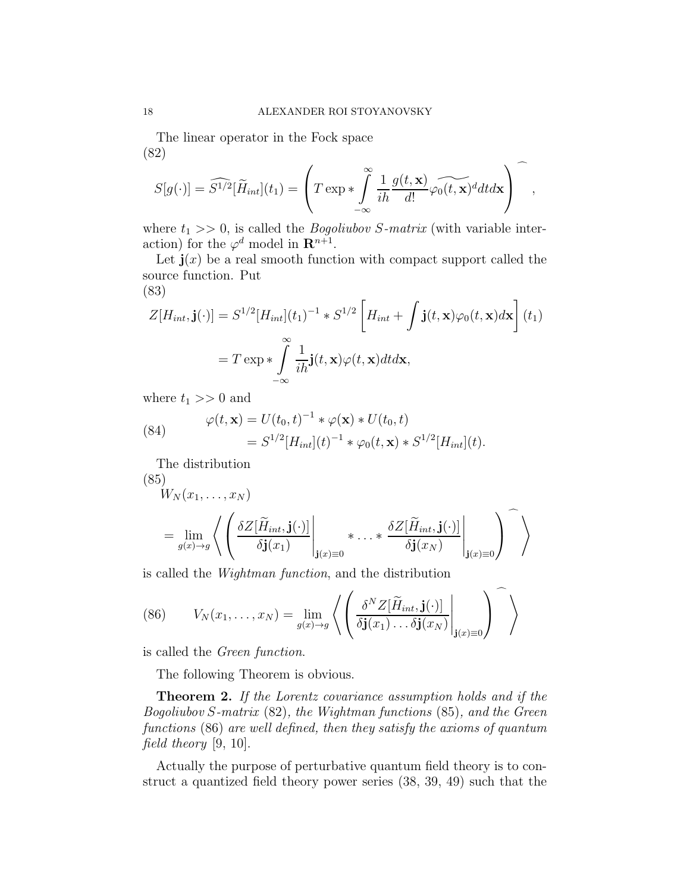The linear operator in the Fock space

(82)

$$S[g(\cdot)] = \widehat{S^{1/2}}[\widetilde{H}_{int}](t_1) = \left( T \exp * \int\limits_{-\infty}^{\infty} \frac{1}{ih} \frac{g(t,\mathbf{x})}{d!} \widetilde{\varphi_0(t,\mathbf{x})}^d dt d\mathbf{x} \right)^{\frown},$$

where $t_1 >> 0$, is called the *Bogoliubov S-matrix* (with variable interaction) for the $\varphi^d$ model in $\mathbf{R}^{n+1}$.

Let $\mathbf{j}(x)$ be a real smooth function with compact support called the source function. Put

(83)

$$\begin{aligned} Z[H_{int}, \mathbf{j}(\cdot)] &= S^{1/2}[H_{int}](t_1)^{-1} * S^{1/2}\left[ H_{int} + \int \mathbf{j}(t,\mathbf{x}) \varphi_0(t,\mathbf{x}) d\mathbf{x} \right](t_1) \\ &= T \exp * \int\limits_{-\infty}^{\infty} \frac{1}{ih} \mathbf{j}(t,\mathbf{x}) \varphi(t,\mathbf{x}) dt d\mathbf{x}, \end{aligned}$$

where $t_1 >> 0$ and

$$(84) \qquad \begin{aligned} \varphi(t,\mathbf{x}) &= U(t_0,t)^{-1} * \varphi(\mathbf{x}) * U(t_0,t) \\ &= S^{1/2}[H_{int}](t)^{-1} * \varphi_0(t,\mathbf{x}) * S^{1/2}[H_{int}](t). \end{aligned}$$

The distribution

(85)

$$\begin{aligned} &W_N(x_1,\ldots,x_N) \\ &= \lim_{g(x)\to g} \left\langle \left( \left.\frac{\delta Z[\widetilde{H}_{int}, \mathbf{j}(\cdot)]}{\delta \mathbf{j}(x_1)}\right|_{\mathbf{j}(x)\equiv 0} * \ldots * \left.\frac{\delta Z[\widetilde{H}_{int}, \mathbf{j}(\cdot)]}{\delta \mathbf{j}(x_N)}\right|_{\mathbf{j}(x)\equiv 0} \right)^{\frown} \right\rangle \end{aligned}$$

is called the *Wightman function*, and the distribution

$$(86) \qquad V_N(x_1,\ldots,x_N) = \lim_{g(x)\to g} \left\langle \left( \left. \frac{\delta^N Z[\widetilde{H}_{int}, \mathbf{j}(\cdot)]}{\delta \mathbf{j}(x_1)\ldots\delta \mathbf{j}(x_N)} \right|_{\mathbf{j}(x)\equiv 0} \right)^{\frown} \right\rangle$$

is called the *Green function*.

The following Theorem is obvious.

**Theorem 2.** *If the Lorentz covariance assumption holds and if the Bogoliubov S-matrix* (82)*, the Wightman functions* (85)*, and the Green functions* (86) *are well defined, then they satisfy the axioms of quantum field theory* [9, 10].

Actually the purpose of perturbative quantum field theory is to construct a quantized field theory power series (38, 39, 49) such that the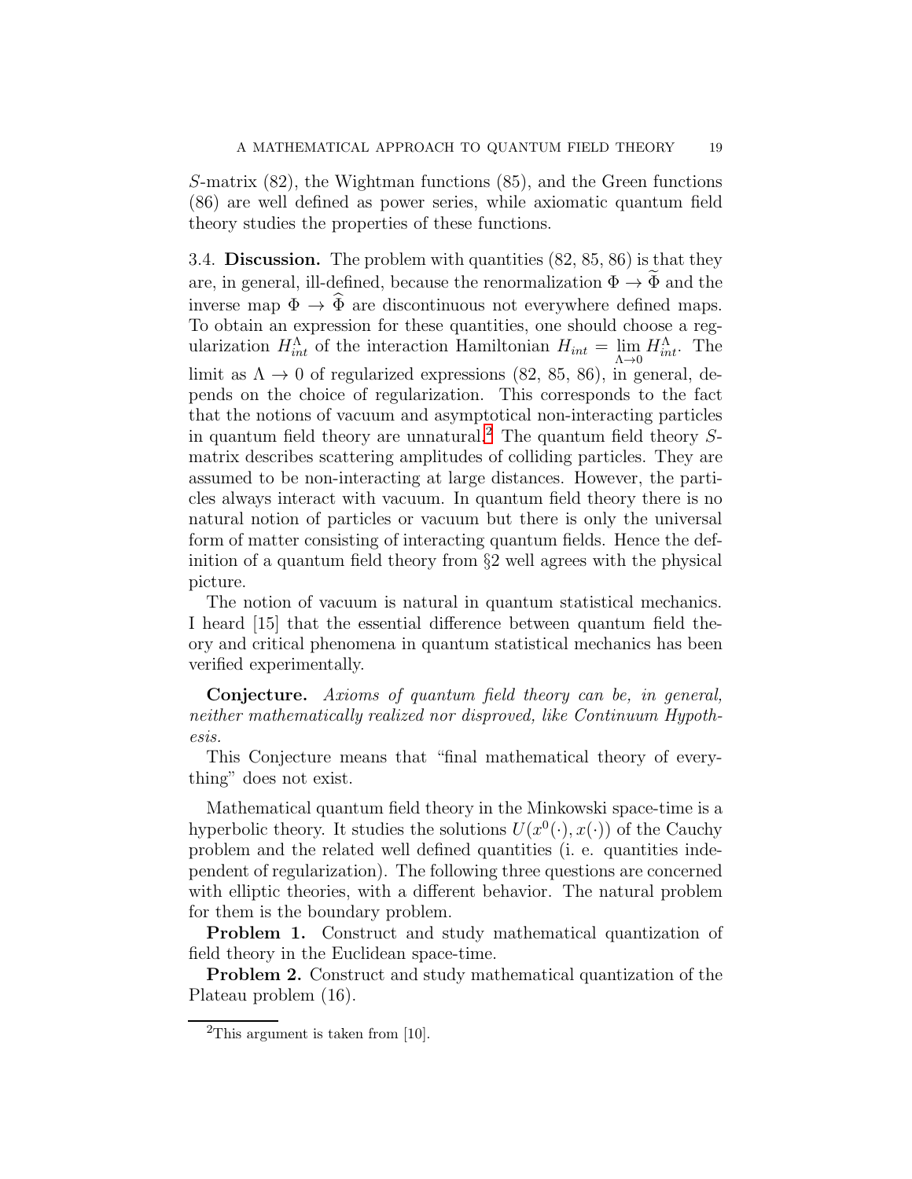$S$-matrix (82), the Wightman functions (85), and the Green functions (86) are well defined as power series, while axiomatic quantum field theory studies the properties of these functions.

3.4. **Discussion.** The problem with quantities (82, 85, 86) is that they are, in general, ill-defined, because the renormalization $\Phi \to \widetilde{\Phi}$ and the inverse map $\Phi \to \widehat{\Phi}$ are discontinuous not everywhere defined maps. To obtain an expression for these quantities, one should choose a regularization $H^{\Lambda}_{int}$ of the interaction Hamiltonian $H_{int} = \lim_{\Lambda \to 0} H^{\Lambda}_{int}$. The limit as $\Lambda \to 0$ of regularized expressions (82, 85, 86), in general, depends on the choice of regularization. This corresponds to the fact that the notions of vacuum and asymptotical non-interacting particles in quantum field theory are unnatural.[2] The quantum field theory $S$-matrix describes scattering amplitudes of colliding particles. They are assumed to be non-interacting at large distances. However, the particles always interact with vacuum. In quantum field theory there is no natural notion of particles or vacuum but there is only the universal form of matter consisting of interacting quantum fields. Hence the definition of a quantum field theory from §2 well agrees with the physical picture.

The notion of vacuum is natural in quantum statistical mechanics. I heard [15] that the essential difference between quantum field theory and critical phenomena in quantum statistical mechanics has been verified experimentally.

**Conjecture.** *Axioms of quantum field theory can be, in general, neither mathematically realized nor disproved, like Continuum Hypothesis.*

This Conjecture means that "final mathematical theory of everything" does not exist.

Mathematical quantum field theory in the Minkowski space-time is a hyperbolic theory. It studies the solutions $U(x^0(\cdot), x(\cdot))$ of the Cauchy problem and the related well defined quantities (i. e. quantities independent of regularization). The following three questions are concerned with elliptic theories, with a different behavior. The natural problem for them is the boundary problem.

**Problem 1.** Construct and study mathematical quantization of field theory in the Euclidean space-time.

**Problem 2.** Construct and study mathematical quantization of the Plateau problem (16).

[2] This argument is taken from [10].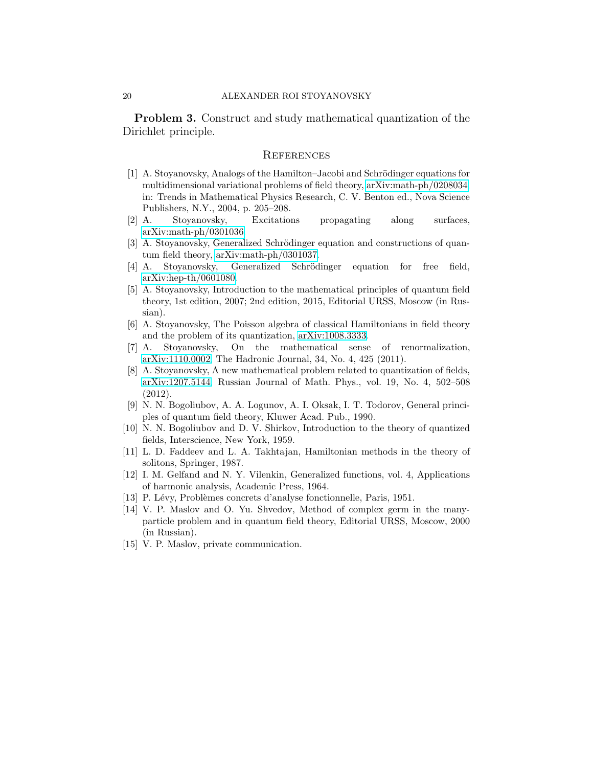**Problem 3.** Construct and study mathematical quantization of the Dirichlet principle.

## References

[1] A. Stoyanovsky, Analogs of the Hamilton–Jacobi and Schrödinger equations for multidimensional variational problems of field theory, arXiv:math-ph/0208034, in: Trends in Mathematical Physics Research, C. V. Benton ed., Nova Science Publishers, N.Y., 2004, p. 205–208.

[2] A. Stoyanovsky, Excitations propagating along surfaces, arXiv:math-ph/0301036.

[3] A. Stoyanovsky, Generalized Schrödinger equation and constructions of quantum field theory, arXiv:math-ph/0301037.

[4] A. Stoyanovsky, Generalized Schrödinger equation for free field, arXiv:hep-th/0601080.

[5] A. Stoyanovsky, Introduction to the mathematical principles of quantum field theory, 1st edition, 2007; 2nd edition, 2015, Editorial URSS, Moscow (in Russian).

[6] A. Stoyanovsky, The Poisson algebra of classical Hamiltonians in field theory and the problem of its quantization, arXiv:1008.3333.

[7] A. Stoyanovsky, On the mathematical sense of renormalization, arXiv:1110.0002, The Hadronic Journal, 34, No. 4, 425 (2011).

[8] A. Stoyanovsky, A new mathematical problem related to quantization of fields, arXiv:1207.5144, Russian Journal of Math. Phys., vol. 19, No. 4, 502–508 (2012).

[9] N. N. Bogoliubov, A. A. Logunov, A. I. Oksak, I. T. Todorov, General principles of quantum field theory, Kluwer Acad. Pub., 1990.

[10] N. N. Bogoliubov and D. V. Shirkov, Introduction to the theory of quantized fields, Interscience, New York, 1959.

[11] L. D. Faddeev and L. A. Takhtajan, Hamiltonian methods in the theory of solitons, Springer, 1987.

[12] I. M. Gelfand and N. Y. Vilenkin, Generalized functions, vol. 4, Applications of harmonic analysis, Academic Press, 1964.

[13] P. Lévy, Problèmes concrets d'analyse fonctionnelle, Paris, 1951.

[14] V. P. Maslov and O. Yu. Shvedov, Method of complex germ in the many-particle problem and in quantum field theory, Editorial URSS, Moscow, 2000 (in Russian).

[15] V. P. Maslov, private communication.